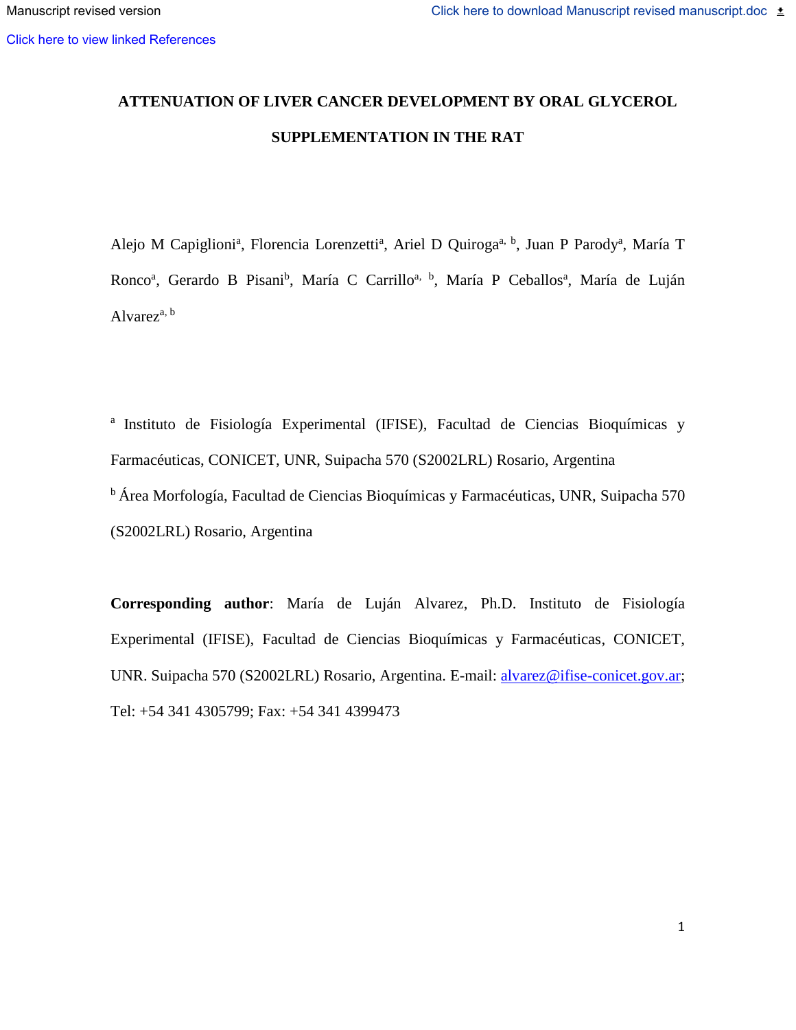# ATTENUATION OF LIVER CANCER DEVELOPMENT BY ORAL GLYCEROL SUPPLEMENTATION IN THE RAT

Alejo M Capiglioni[a], Florencia Lorenzetti[a], Ariel D Quiroga[a, b], Juan P Parody[a], María T Ronco[a], Gerardo B Pisani[b], María C Carrillo[a, b], María P Ceballos[a], María de Luján Alvarez[a, b]

[a] Instituto de Fisiología Experimental (IFISE), Facultad de Ciencias Bioquímicas y Farmacéuticas, CONICET, UNR, Suipacha 570 (S2002LRL) Rosario, Argentina

[b] Área Morfología, Facultad de Ciencias Bioquímicas y Farmacéuticas, UNR, Suipacha 570 (S2002LRL) Rosario, Argentina

**Corresponding author**: María de Luján Alvarez, Ph.D. Instituto de Fisiología Experimental (IFISE), Facultad de Ciencias Bioquímicas y Farmacéuticas, CONICET, UNR. Suipacha 570 (S2002LRL) Rosario, Argentina. E-mail: alvarez@ifise-conicet.gov.ar; Tel: +54 341 4305799; Fax: +54 341 4399473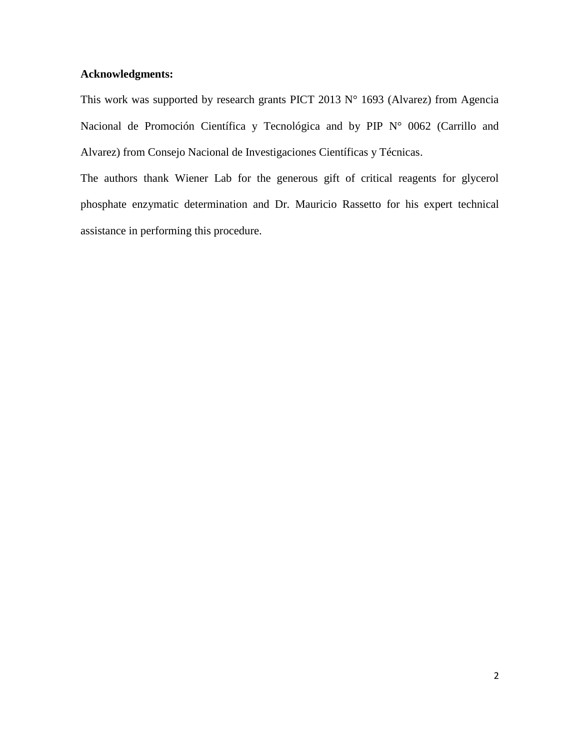**Acknowledgments:**

This work was supported by research grants PICT 2013 N° 1693 (Alvarez) from Agencia Nacional de Promoción Científica y Tecnológica and by PIP N° 0062 (Carrillo and Alvarez) from Consejo Nacional de Investigaciones Científicas y Técnicas.

The authors thank Wiener Lab for the generous gift of critical reagents for glycerol phosphate enzymatic determination and Dr. Mauricio Rassetto for his expert technical assistance in performing this procedure.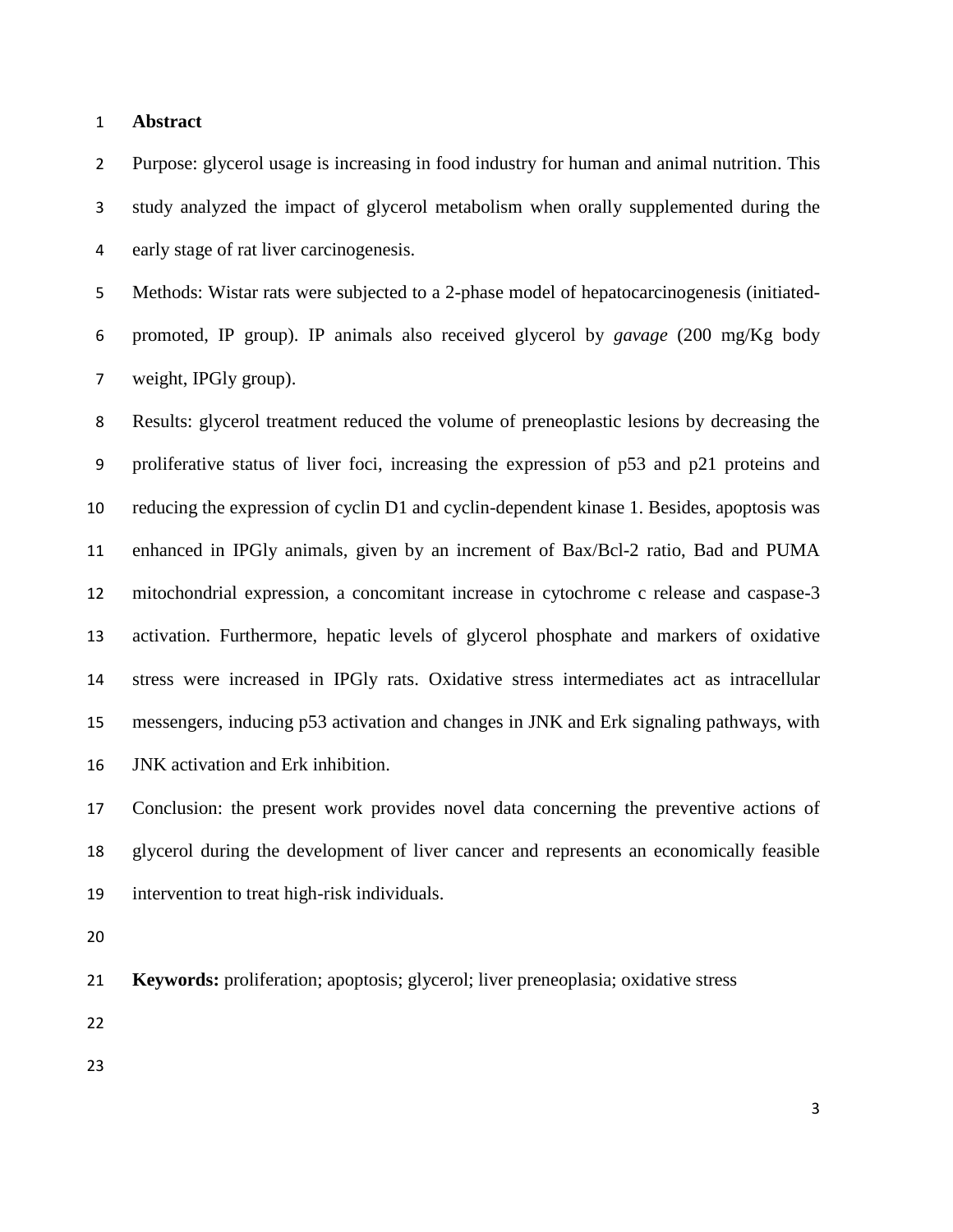**Abstract**

Purpose: glycerol usage is increasing in food industry for human and animal nutrition. This study analyzed the impact of glycerol metabolism when orally supplemented during the early stage of rat liver carcinogenesis.

Methods: Wistar rats were subjected to a 2-phase model of hepatocarcinogenesis (initiated-promoted, IP group). IP animals also received glycerol by *gavage* (200 mg/Kg body weight, IPGly group).

Results: glycerol treatment reduced the volume of preneoplastic lesions by decreasing the proliferative status of liver foci, increasing the expression of p53 and p21 proteins and reducing the expression of cyclin D1 and cyclin-dependent kinase 1. Besides, apoptosis was enhanced in IPGly animals, given by an increment of Bax/Bcl-2 ratio, Bad and PUMA mitochondrial expression, a concomitant increase in cytochrome c release and caspase-3 activation. Furthermore, hepatic levels of glycerol phosphate and markers of oxidative stress were increased in IPGly rats. Oxidative stress intermediates act as intracellular messengers, inducing p53 activation and changes in JNK and Erk signaling pathways, with JNK activation and Erk inhibition.

Conclusion: the present work provides novel data concerning the preventive actions of glycerol during the development of liver cancer and represents an economically feasible intervention to treat high-risk individuals.

**Keywords:** proliferation; apoptosis; glycerol; liver preneoplasia; oxidative stress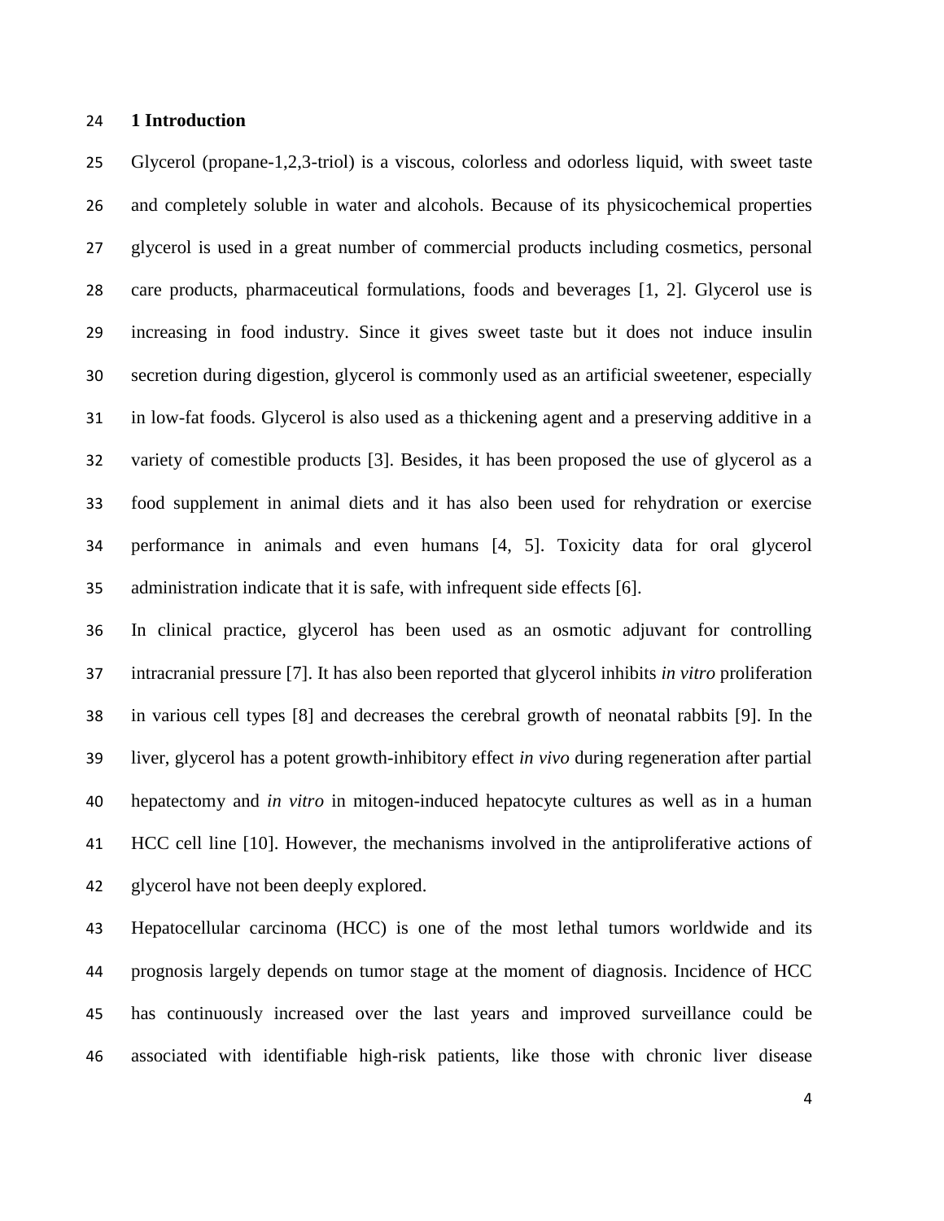# 1 Introduction

Glycerol (propane-1,2,3-triol) is a viscous, colorless and odorless liquid, with sweet taste and completely soluble in water and alcohols. Because of its physicochemical properties glycerol is used in a great number of commercial products including cosmetics, personal care products, pharmaceutical formulations, foods and beverages [1, 2]. Glycerol use is increasing in food industry. Since it gives sweet taste but it does not induce insulin secretion during digestion, glycerol is commonly used as an artificial sweetener, especially in low-fat foods. Glycerol is also used as a thickening agent and a preserving additive in a variety of comestible products [3]. Besides, it has been proposed the use of glycerol as a food supplement in animal diets and it has also been used for rehydration or exercise performance in animals and even humans [4, 5]. Toxicity data for oral glycerol administration indicate that it is safe, with infrequent side effects [6].

In clinical practice, glycerol has been used as an osmotic adjuvant for controlling intracranial pressure [7]. It has also been reported that glycerol inhibits *in vitro* proliferation in various cell types [8] and decreases the cerebral growth of neonatal rabbits [9]. In the liver, glycerol has a potent growth-inhibitory effect *in vivo* during regeneration after partial hepatectomy and *in vitro* in mitogen-induced hepatocyte cultures as well as in a human HCC cell line [10]. However, the mechanisms involved in the antiproliferative actions of glycerol have not been deeply explored.

Hepatocellular carcinoma (HCC) is one of the most lethal tumors worldwide and its prognosis largely depends on tumor stage at the moment of diagnosis. Incidence of HCC has continuously increased over the last years and improved surveillance could be associated with identifiable high-risk patients, like those with chronic liver disease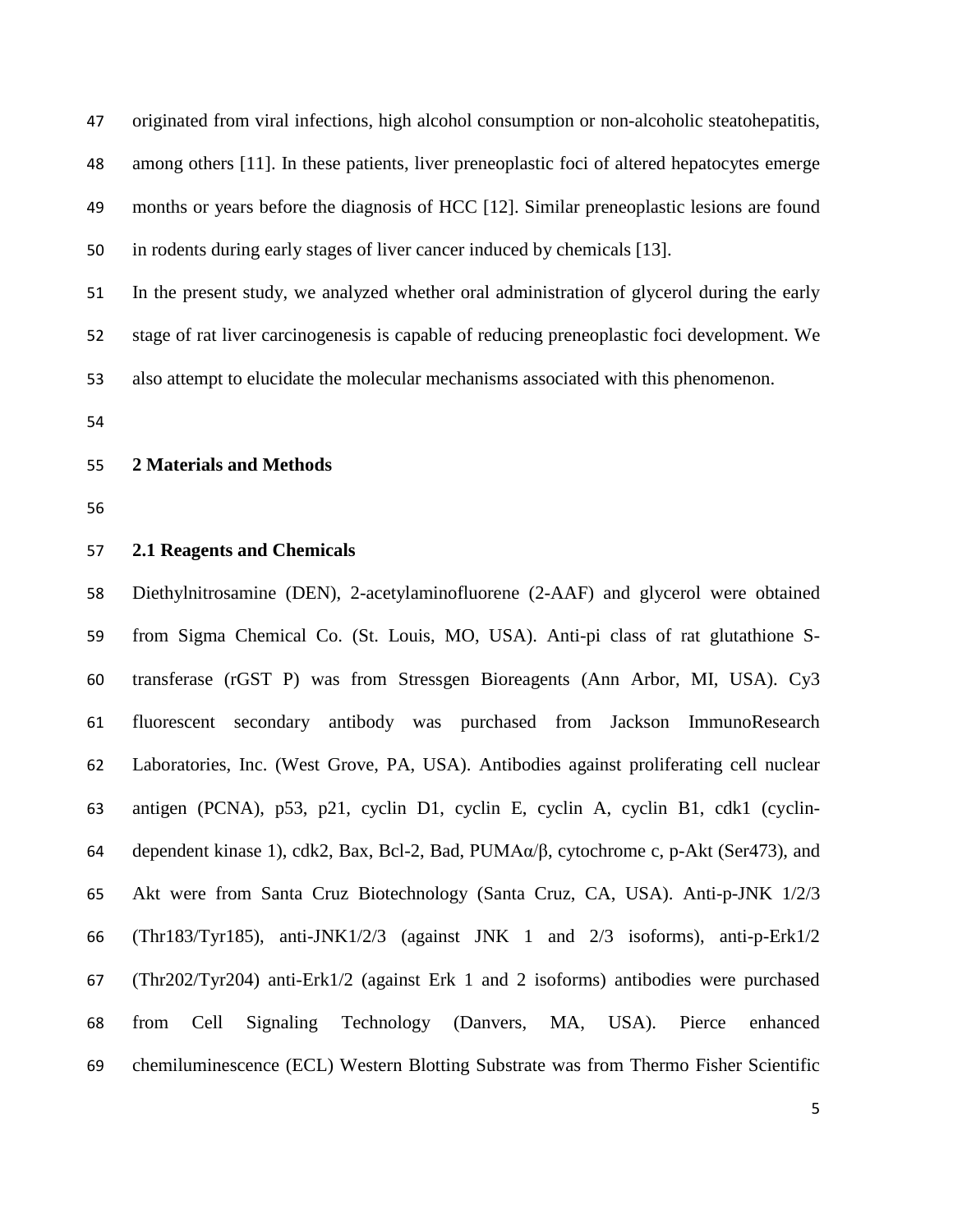originated from viral infections, high alcohol consumption or non-alcoholic steatohepatitis, among others [11]. In these patients, liver preneoplastic foci of altered hepatocytes emerge months or years before the diagnosis of HCC [12]. Similar preneoplastic lesions are found in rodents during early stages of liver cancer induced by chemicals [13].

In the present study, we analyzed whether oral administration of glycerol during the early stage of rat liver carcinogenesis is capable of reducing preneoplastic foci development. We also attempt to elucidate the molecular mechanisms associated with this phenomenon.

## 2 Materials and Methods

### 2.1 Reagents and Chemicals

Diethylnitrosamine (DEN), 2-acetylaminofluorene (2-AAF) and glycerol were obtained from Sigma Chemical Co. (St. Louis, MO, USA). Anti-pi class of rat glutathione S-transferase (rGST P) was from Stressgen Bioreagents (Ann Arbor, MI, USA). Cy3 fluorescent secondary antibody was purchased from Jackson ImmunoResearch Laboratories, Inc. (West Grove, PA, USA). Antibodies against proliferating cell nuclear antigen (PCNA), p53, p21, cyclin D1, cyclin E, cyclin A, cyclin B1, cdk1 (cyclin-dependent kinase 1), cdk2, Bax, Bcl-2, Bad, PUMAα/β, cytochrome c, p-Akt (Ser473), and Akt were from Santa Cruz Biotechnology (Santa Cruz, CA, USA). Anti-p-JNK 1/2/3 (Thr183/Tyr185), anti-JNK1/2/3 (against JNK 1 and 2/3 isoforms), anti-p-Erk1/2 (Thr202/Tyr204) anti-Erk1/2 (against Erk 1 and 2 isoforms) antibodies were purchased from Cell Signaling Technology (Danvers, MA, USA). Pierce enhanced chemiluminescence (ECL) Western Blotting Substrate was from Thermo Fisher Scientific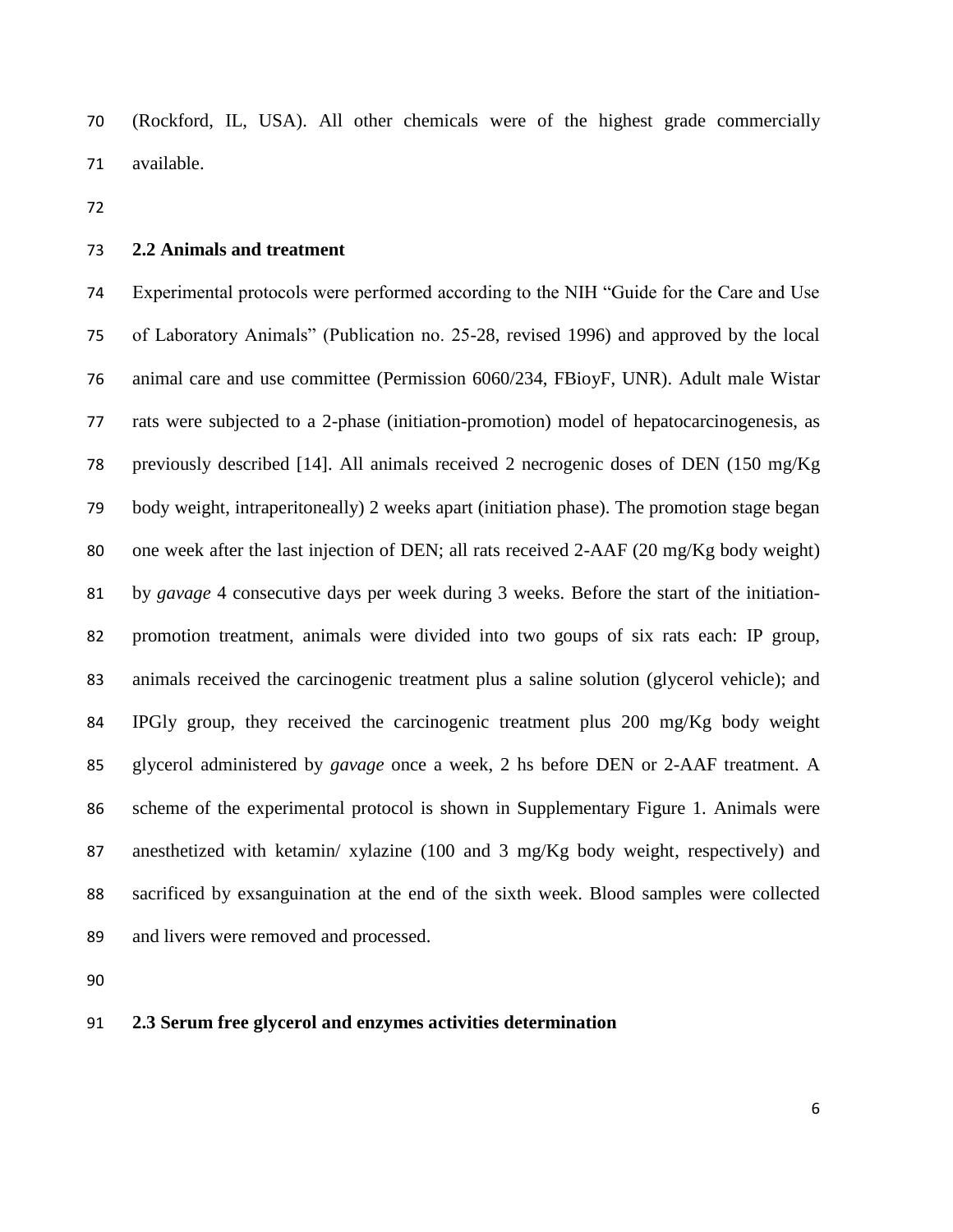(Rockford, IL, USA). All other chemicals were of the highest grade commercially available.

### 2.2 Animals and treatment

Experimental protocols were performed according to the NIH "Guide for the Care and Use of Laboratory Animals" (Publication no. 25-28, revised 1996) and approved by the local animal care and use committee (Permission 6060/234, FBioyF, UNR). Adult male Wistar rats were subjected to a 2-phase (initiation-promotion) model of hepatocarcinogenesis, as previously described [14]. All animals received 2 necrogenic doses of DEN (150 mg/Kg body weight, intraperitoneally) 2 weeks apart (initiation phase). The promotion stage began one week after the last injection of DEN; all rats received 2-AAF (20 mg/Kg body weight) by *gavage* 4 consecutive days per week during 3 weeks. Before the start of the initiation-promotion treatment, animals were divided into two goups of six rats each: IP group, animals received the carcinogenic treatment plus a saline solution (glycerol vehicle); and IPGly group, they received the carcinogenic treatment plus 200 mg/Kg body weight glycerol administered by *gavage* once a week, 2 hs before DEN or 2-AAF treatment. A scheme of the experimental protocol is shown in Supplementary Figure 1. Animals were anesthetized with ketamin/ xylazine (100 and 3 mg/Kg body weight, respectively) and sacrificed by exsanguination at the end of the sixth week. Blood samples were collected and livers were removed and processed.

### 2.3 Serum free glycerol and enzymes activities determination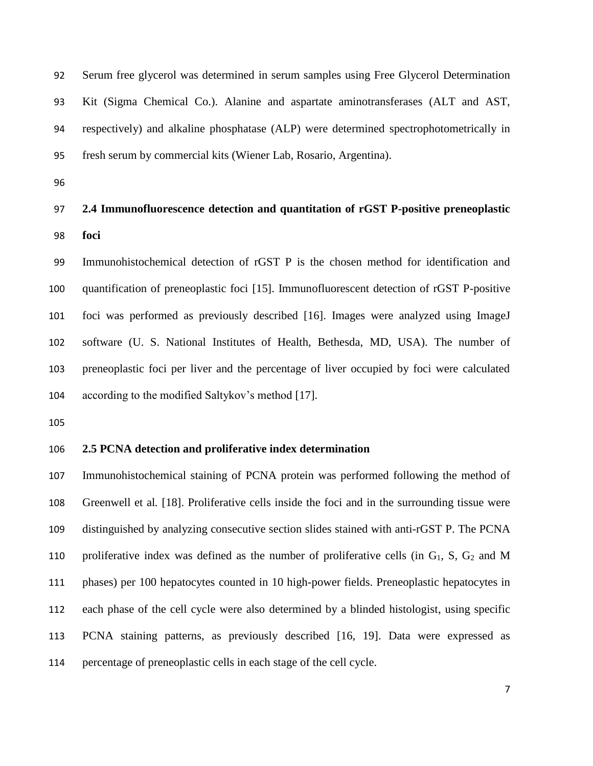Serum free glycerol was determined in serum samples using Free Glycerol Determination Kit (Sigma Chemical Co.). Alanine and aspartate aminotransferases (ALT and AST, respectively) and alkaline phosphatase (ALP) were determined spectrophotometrically in fresh serum by commercial kits (Wiener Lab, Rosario, Argentina).

### 2.4 Immunofluorescence detection and quantitation of rGST P-positive preneoplastic foci

Immunohistochemical detection of rGST P is the chosen method for identification and quantification of preneoplastic foci [15]. Immunofluorescent detection of rGST P-positive foci was performed as previously described [16]. Images were analyzed using ImageJ software (U. S. National Institutes of Health, Bethesda, MD, USA). The number of preneoplastic foci per liver and the percentage of liver occupied by foci were calculated according to the modified Saltykov's method [17].

### 2.5 PCNA detection and proliferative index determination

Immunohistochemical staining of PCNA protein was performed following the method of Greenwell et al. [18]. Proliferative cells inside the foci and in the surrounding tissue were distinguished by analyzing consecutive section slides stained with anti-rGST P. The PCNA proliferative index was defined as the number of proliferative cells (in $G_1$, S, $G_2$ and M phases) per 100 hepatocytes counted in 10 high-power fields. Preneoplastic hepatocytes in each phase of the cell cycle were also determined by a blinded histologist, using specific PCNA staining patterns, as previously described [16, 19]. Data were expressed as percentage of preneoplastic cells in each stage of the cell cycle.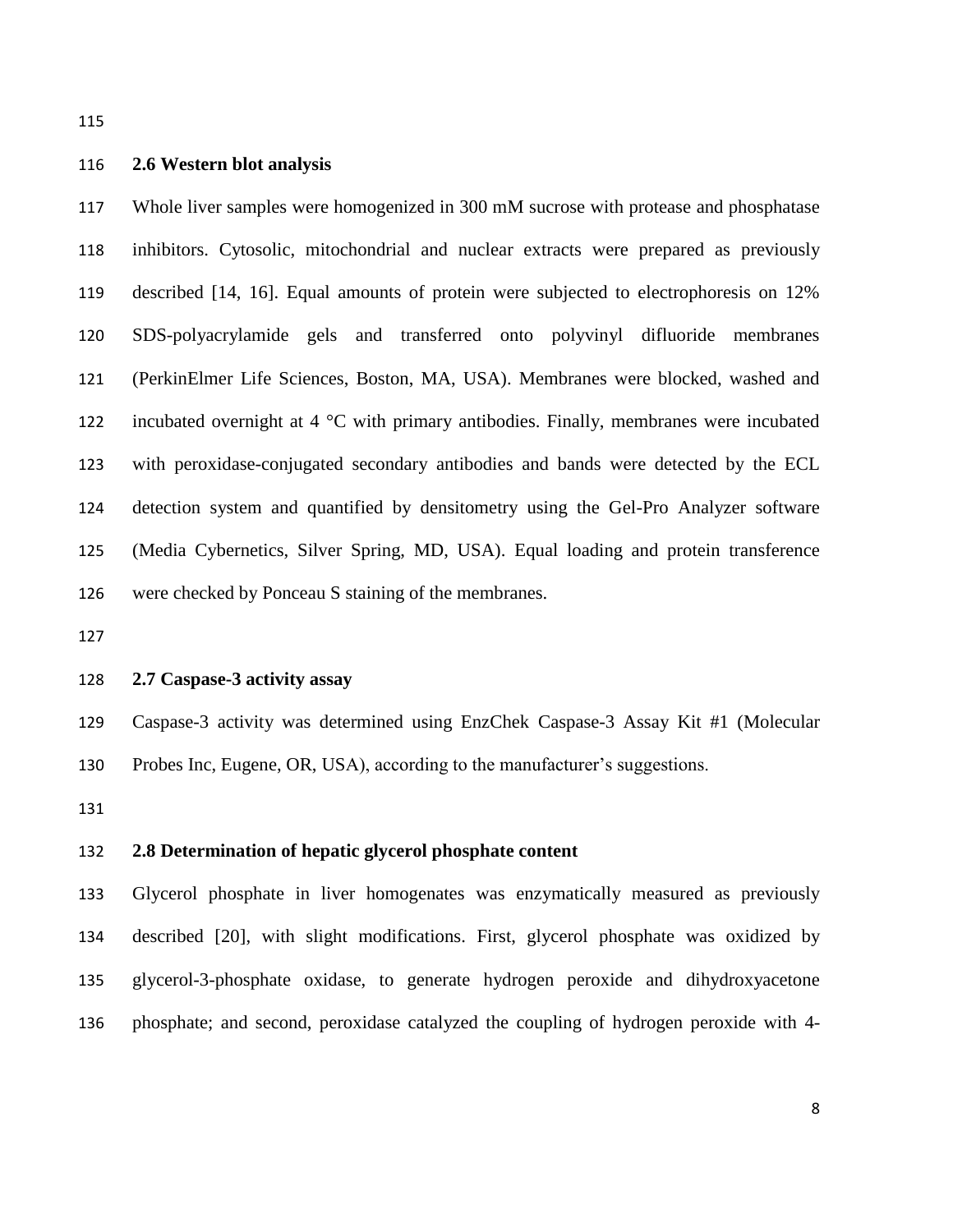## 2.6 Western blot analysis

Whole liver samples were homogenized in 300 mM sucrose with protease and phosphatase inhibitors. Cytosolic, mitochondrial and nuclear extracts were prepared as previously described [14, 16]. Equal amounts of protein were subjected to electrophoresis on 12% SDS-polyacrylamide gels and transferred onto polyvinyl difluoride membranes (PerkinElmer Life Sciences, Boston, MA, USA). Membranes were blocked, washed and incubated overnight at 4 °C with primary antibodies. Finally, membranes were incubated with peroxidase-conjugated secondary antibodies and bands were detected by the ECL detection system and quantified by densitometry using the Gel-Pro Analyzer software (Media Cybernetics, Silver Spring, MD, USA). Equal loading and protein transference were checked by Ponceau S staining of the membranes.

## 2.7 Caspase-3 activity assay

Caspase-3 activity was determined using EnzChek Caspase-3 Assay Kit #1 (Molecular Probes Inc, Eugene, OR, USA), according to the manufacturer's suggestions.

## 2.8 Determination of hepatic glycerol phosphate content

Glycerol phosphate in liver homogenates was enzymatically measured as previously described [20], with slight modifications. First, glycerol phosphate was oxidized by glycerol-3-phosphate oxidase, to generate hydrogen peroxide and dihydroxyacetone phosphate; and second, peroxidase catalyzed the coupling of hydrogen peroxide with 4-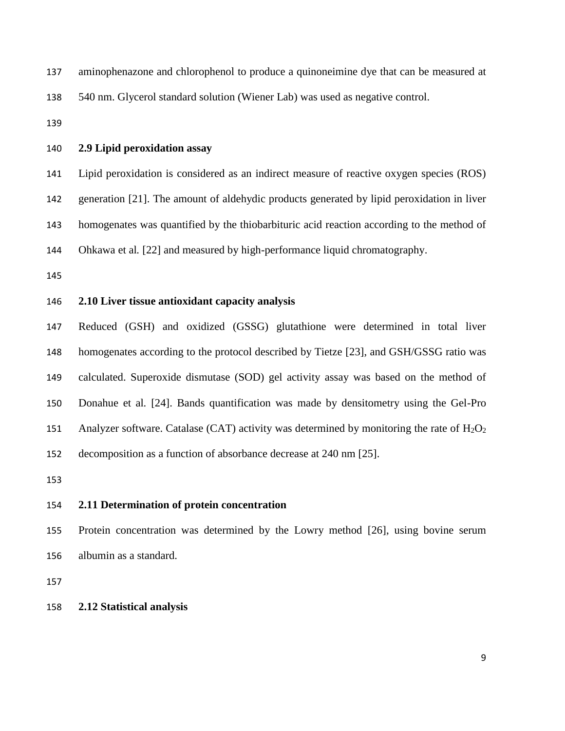aminophenazone and chlorophenol to produce a quinoneimine dye that can be measured at 540 nm. Glycerol standard solution (Wiener Lab) was used as negative control.

### 2.9 Lipid peroxidation assay

Lipid peroxidation is considered as an indirect measure of reactive oxygen species (ROS) generation [21]. The amount of aldehydic products generated by lipid peroxidation in liver homogenates was quantified by the thiobarbituric acid reaction according to the method of Ohkawa et al. [22] and measured by high-performance liquid chromatography.

### 2.10 Liver tissue antioxidant capacity analysis

Reduced (GSH) and oxidized (GSSG) glutathione were determined in total liver homogenates according to the protocol described by Tietze [23], and GSH/GSSG ratio was calculated. Superoxide dismutase (SOD) gel activity assay was based on the method of Donahue et al. [24]. Bands quantification was made by densitometry using the Gel-Pro Analyzer software. Catalase (CAT) activity was determined by monitoring the rate of $H_2O_2$ decomposition as a function of absorbance decrease at 240 nm [25].

### 2.11 Determination of protein concentration

Protein concentration was determined by the Lowry method [26], using bovine serum albumin as a standard.

### 2.12 Statistical analysis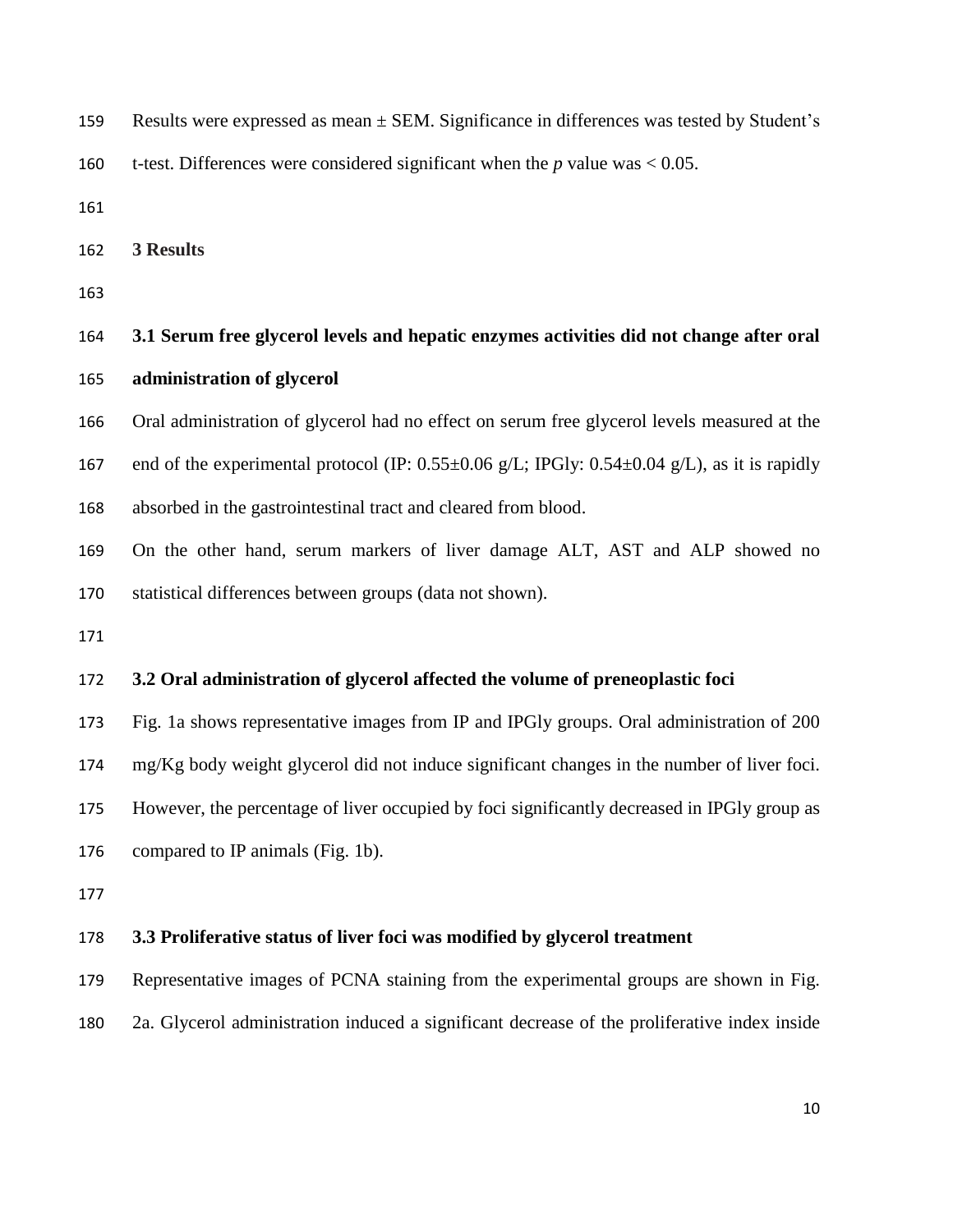Results were expressed as mean ± SEM. Significance in differences was tested by Student's t-test. Differences were considered significant when the *p* value was < 0.05.

## 3 Results

### 3.1 Serum free glycerol levels and hepatic enzymes activities did not change after oral administration of glycerol

Oral administration of glycerol had no effect on serum free glycerol levels measured at the end of the experimental protocol (IP: 0.55±0.06 g/L; IPGly: 0.54±0.04 g/L), as it is rapidly absorbed in the gastrointestinal tract and cleared from blood.

On the other hand, serum markers of liver damage ALT, AST and ALP showed no statistical differences between groups (data not shown).

### 3.2 Oral administration of glycerol affected the volume of preneoplastic foci

Fig. 1a shows representative images from IP and IPGly groups. Oral administration of 200 mg/Kg body weight glycerol did not induce significant changes in the number of liver foci. However, the percentage of liver occupied by foci significantly decreased in IPGly group as compared to IP animals (Fig. 1b).

### 3.3 Proliferative status of liver foci was modified by glycerol treatment

Representative images of PCNA staining from the experimental groups are shown in Fig. 2a. Glycerol administration induced a significant decrease of the proliferative index inside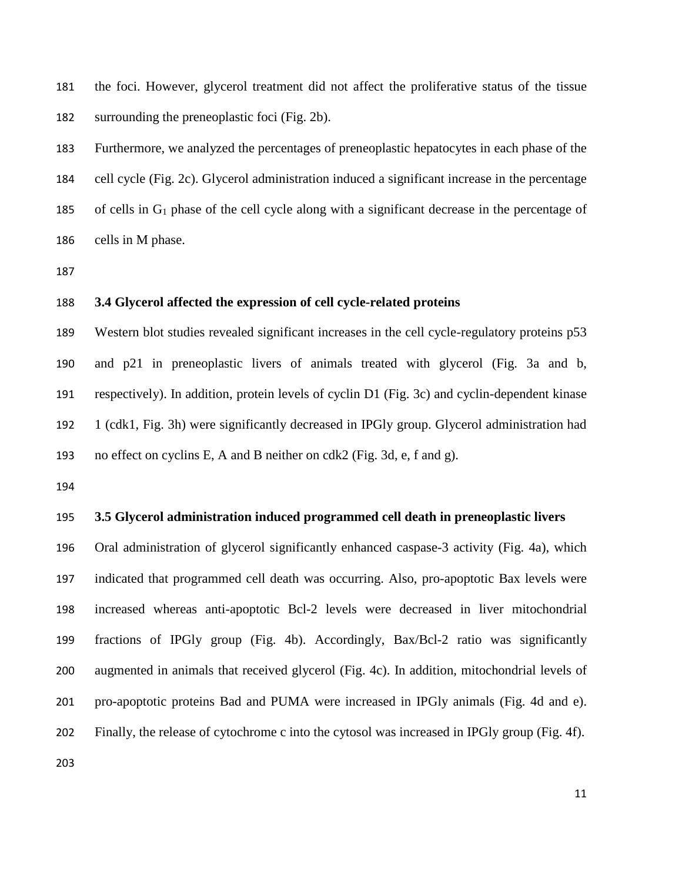the foci. However, glycerol treatment did not affect the proliferative status of the tissue surrounding the preneoplastic foci (Fig. 2b).

Furthermore, we analyzed the percentages of preneoplastic hepatocytes in each phase of the cell cycle (Fig. 2c). Glycerol administration induced a significant increase in the percentage of cells in $G_1$ phase of the cell cycle along with a significant decrease in the percentage of cells in M phase.

### 3.4 Glycerol affected the expression of cell cycle-related proteins

Western blot studies revealed significant increases in the cell cycle-regulatory proteins p53 and p21 in preneoplastic livers of animals treated with glycerol (Fig. 3a and b, respectively). In addition, protein levels of cyclin D1 (Fig. 3c) and cyclin-dependent kinase 1 (cdk1, Fig. 3h) were significantly decreased in IPGly group. Glycerol administration had no effect on cyclins E, A and B neither on cdk2 (Fig. 3d, e, f and g).

### 3.5 Glycerol administration induced programmed cell death in preneoplastic livers

Oral administration of glycerol significantly enhanced caspase-3 activity (Fig. 4a), which indicated that programmed cell death was occurring. Also, pro-apoptotic Bax levels were increased whereas anti-apoptotic Bcl-2 levels were decreased in liver mitochondrial fractions of IPGly group (Fig. 4b). Accordingly, Bax/Bcl-2 ratio was significantly augmented in animals that received glycerol (Fig. 4c). In addition, mitochondrial levels of pro-apoptotic proteins Bad and PUMA were increased in IPGly animals (Fig. 4d and e). Finally, the release of cytochrome c into the cytosol was increased in IPGly group (Fig. 4f).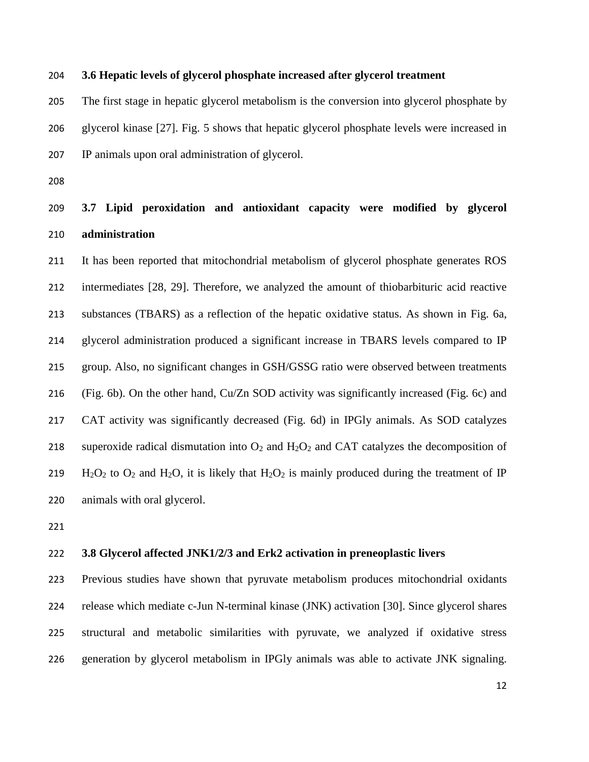### 3.6 Hepatic levels of glycerol phosphate increased after glycerol treatment

The first stage in hepatic glycerol metabolism is the conversion into glycerol phosphate by glycerol kinase [27]. Fig. 5 shows that hepatic glycerol phosphate levels were increased in IP animals upon oral administration of glycerol.

### 3.7 Lipid peroxidation and antioxidant capacity were modified by glycerol administration

It has been reported that mitochondrial metabolism of glycerol phosphate generates ROS intermediates [28, 29]. Therefore, we analyzed the amount of thiobarbituric acid reactive substances (TBARS) as a reflection of the hepatic oxidative status. As shown in Fig. 6a, glycerol administration produced a significant increase in TBARS levels compared to IP group. Also, no significant changes in GSH/GSSG ratio were observed between treatments (Fig. 6b). On the other hand, Cu/Zn SOD activity was significantly increased (Fig. 6c) and CAT activity was significantly decreased (Fig. 6d) in IPGly animals. As SOD catalyzes superoxide radical dismutation into $O_2$ and $H_2O_2$ and CAT catalyzes the decomposition of $H_2O_2$ to $O_2$ and $H_2O$, it is likely that $H_2O_2$ is mainly produced during the treatment of IP animals with oral glycerol.

### 3.8 Glycerol affected JNK1/2/3 and Erk2 activation in preneoplastic livers

Previous studies have shown that pyruvate metabolism produces mitochondrial oxidants release which mediate c-Jun N-terminal kinase (JNK) activation [30]. Since glycerol shares structural and metabolic similarities with pyruvate, we analyzed if oxidative stress generation by glycerol metabolism in IPGly animals was able to activate JNK signaling.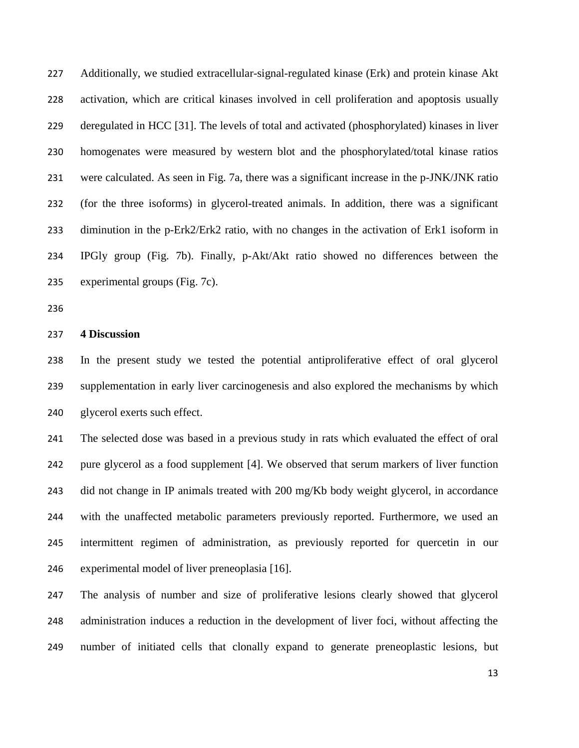Additionally, we studied extracellular-signal-regulated kinase (Erk) and protein kinase Akt activation, which are critical kinases involved in cell proliferation and apoptosis usually deregulated in HCC [31]. The levels of total and activated (phosphorylated) kinases in liver homogenates were measured by western blot and the phosphorylated/total kinase ratios were calculated. As seen in Fig. 7a, there was a significant increase in the p-JNK/JNK ratio (for the three isoforms) in glycerol-treated animals. In addition, there was a significant diminution in the p-Erk2/Erk2 ratio, with no changes in the activation of Erk1 isoform in IPGly group (Fig. 7b). Finally, p-Akt/Akt ratio showed no differences between the experimental groups (Fig. 7c).

## 4 Discussion

In the present study we tested the potential antiproliferative effect of oral glycerol supplementation in early liver carcinogenesis and also explored the mechanisms by which glycerol exerts such effect.

The selected dose was based in a previous study in rats which evaluated the effect of oral pure glycerol as a food supplement [4]. We observed that serum markers of liver function did not change in IP animals treated with 200 mg/Kb body weight glycerol, in accordance with the unaffected metabolic parameters previously reported. Furthermore, we used an intermittent regimen of administration, as previously reported for quercetin in our experimental model of liver preneoplasia [16].

The analysis of number and size of proliferative lesions clearly showed that glycerol administration induces a reduction in the development of liver foci, without affecting the number of initiated cells that clonally expand to generate preneoplastic lesions, but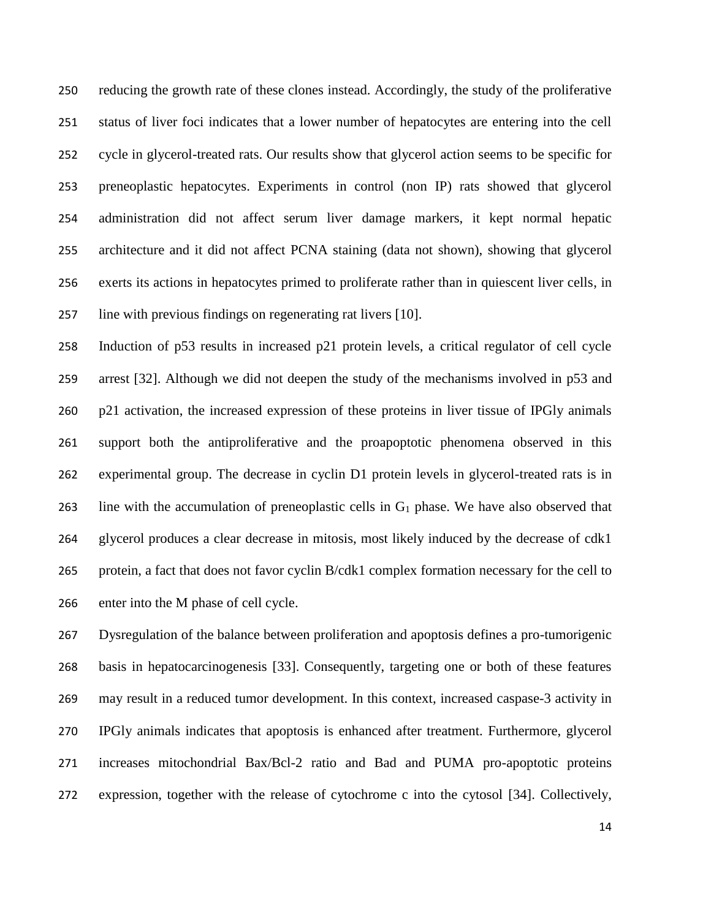reducing the growth rate of these clones instead. Accordingly, the study of the proliferative status of liver foci indicates that a lower number of hepatocytes are entering into the cell cycle in glycerol-treated rats. Our results show that glycerol action seems to be specific for preneoplastic hepatocytes. Experiments in control (non IP) rats showed that glycerol administration did not affect serum liver damage markers, it kept normal hepatic architecture and it did not affect PCNA staining (data not shown), showing that glycerol exerts its actions in hepatocytes primed to proliferate rather than in quiescent liver cells, in line with previous findings on regenerating rat livers [10].

Induction of p53 results in increased p21 protein levels, a critical regulator of cell cycle arrest [32]. Although we did not deepen the study of the mechanisms involved in p53 and p21 activation, the increased expression of these proteins in liver tissue of IPGly animals support both the antiproliferative and the proapoptotic phenomena observed in this experimental group. The decrease in cyclin D1 protein levels in glycerol-treated rats is in line with the accumulation of preneoplastic cells in $G_1$ phase. We have also observed that glycerol produces a clear decrease in mitosis, most likely induced by the decrease of cdk1 protein, a fact that does not favor cyclin B/cdk1 complex formation necessary for the cell to enter into the M phase of cell cycle.

Dysregulation of the balance between proliferation and apoptosis defines a pro-tumorigenic basis in hepatocarcinogenesis [33]. Consequently, targeting one or both of these features may result in a reduced tumor development. In this context, increased caspase-3 activity in IPGly animals indicates that apoptosis is enhanced after treatment. Furthermore, glycerol increases mitochondrial Bax/Bcl-2 ratio and Bad and PUMA pro-apoptotic proteins expression, together with the release of cytochrome c into the cytosol [34]. Collectively,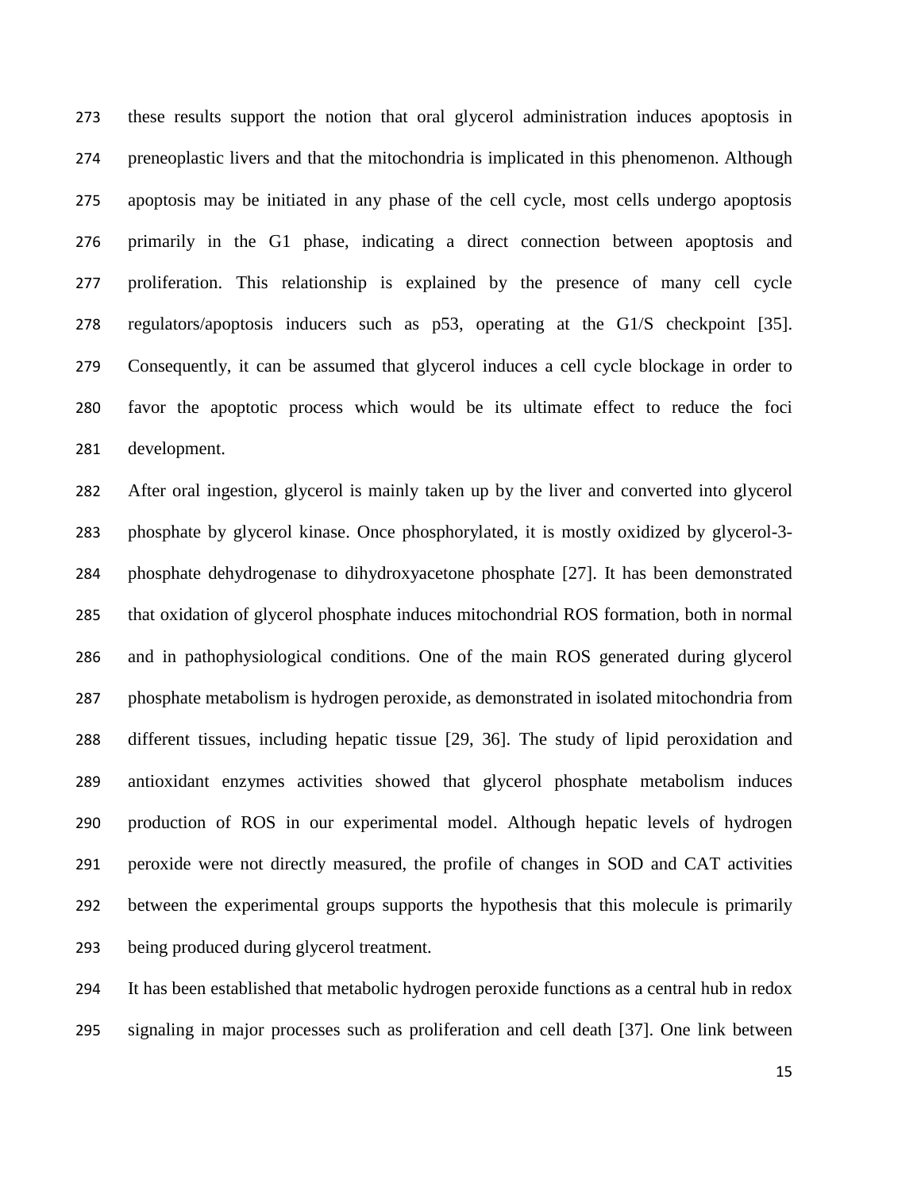these results support the notion that oral glycerol administration induces apoptosis in preneoplastic livers and that the mitochondria is implicated in this phenomenon. Although apoptosis may be initiated in any phase of the cell cycle, most cells undergo apoptosis primarily in the G1 phase, indicating a direct connection between apoptosis and proliferation. This relationship is explained by the presence of many cell cycle regulators/apoptosis inducers such as p53, operating at the G1/S checkpoint [35]. Consequently, it can be assumed that glycerol induces a cell cycle blockage in order to favor the apoptotic process which would be its ultimate effect to reduce the foci development.

After oral ingestion, glycerol is mainly taken up by the liver and converted into glycerol phosphate by glycerol kinase. Once phosphorylated, it is mostly oxidized by glycerol-3-phosphate dehydrogenase to dihydroxyacetone phosphate [27]. It has been demonstrated that oxidation of glycerol phosphate induces mitochondrial ROS formation, both in normal and in pathophysiological conditions. One of the main ROS generated during glycerol phosphate metabolism is hydrogen peroxide, as demonstrated in isolated mitochondria from different tissues, including hepatic tissue [29, 36]. The study of lipid peroxidation and antioxidant enzymes activities showed that glycerol phosphate metabolism induces production of ROS in our experimental model. Although hepatic levels of hydrogen peroxide were not directly measured, the profile of changes in SOD and CAT activities between the experimental groups supports the hypothesis that this molecule is primarily being produced during glycerol treatment.

It has been established that metabolic hydrogen peroxide functions as a central hub in redox signaling in major processes such as proliferation and cell death [37]. One link between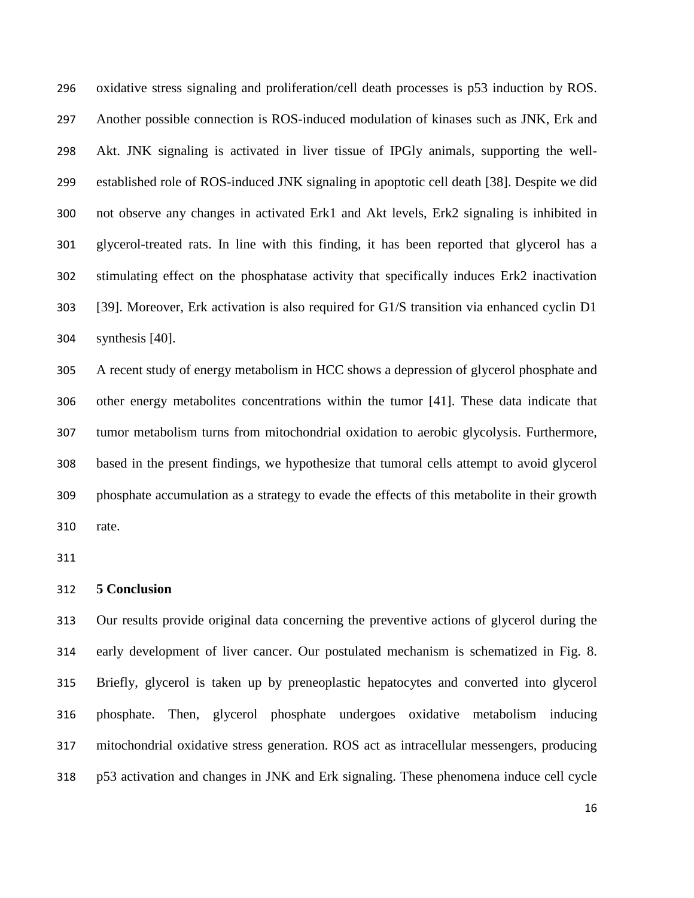oxidative stress signaling and proliferation/cell death processes is p53 induction by ROS. Another possible connection is ROS-induced modulation of kinases such as JNK, Erk and Akt. JNK signaling is activated in liver tissue of IPGly animals, supporting the well-established role of ROS-induced JNK signaling in apoptotic cell death [38]. Despite we did not observe any changes in activated Erk1 and Akt levels, Erk2 signaling is inhibited in glycerol-treated rats. In line with this finding, it has been reported that glycerol has a stimulating effect on the phosphatase activity that specifically induces Erk2 inactivation [39]. Moreover, Erk activation is also required for G1/S transition via enhanced cyclin D1 synthesis [40].

A recent study of energy metabolism in HCC shows a depression of glycerol phosphate and other energy metabolites concentrations within the tumor [41]. These data indicate that tumor metabolism turns from mitochondrial oxidation to aerobic glycolysis. Furthermore, based in the present findings, we hypothesize that tumoral cells attempt to avoid glycerol phosphate accumulation as a strategy to evade the effects of this metabolite in their growth rate.

## 5 Conclusion

Our results provide original data concerning the preventive actions of glycerol during the early development of liver cancer. Our postulated mechanism is schematized in Fig. 8. Briefly, glycerol is taken up by preneoplastic hepatocytes and converted into glycerol phosphate. Then, glycerol phosphate undergoes oxidative metabolism inducing mitochondrial oxidative stress generation. ROS act as intracellular messengers, producing p53 activation and changes in JNK and Erk signaling. These phenomena induce cell cycle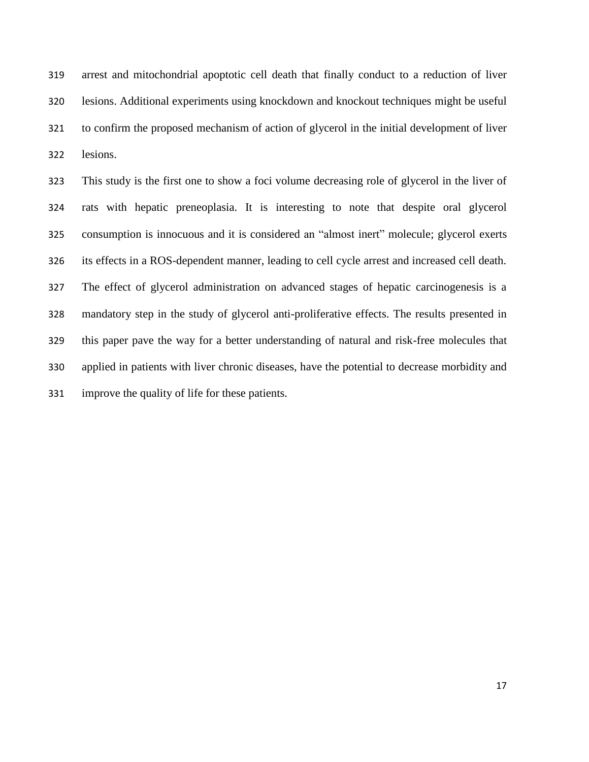arrest and mitochondrial apoptotic cell death that finally conduct to a reduction of liver lesions. Additional experiments using knockdown and knockout techniques might be useful to confirm the proposed mechanism of action of glycerol in the initial development of liver lesions.

This study is the first one to show a foci volume decreasing role of glycerol in the liver of rats with hepatic preneoplasia. It is interesting to note that despite oral glycerol consumption is innocuous and it is considered an "almost inert" molecule; glycerol exerts its effects in a ROS-dependent manner, leading to cell cycle arrest and increased cell death. The effect of glycerol administration on advanced stages of hepatic carcinogenesis is a mandatory step in the study of glycerol anti-proliferative effects. The results presented in this paper pave the way for a better understanding of natural and risk-free molecules that applied in patients with liver chronic diseases, have the potential to decrease morbidity and improve the quality of life for these patients.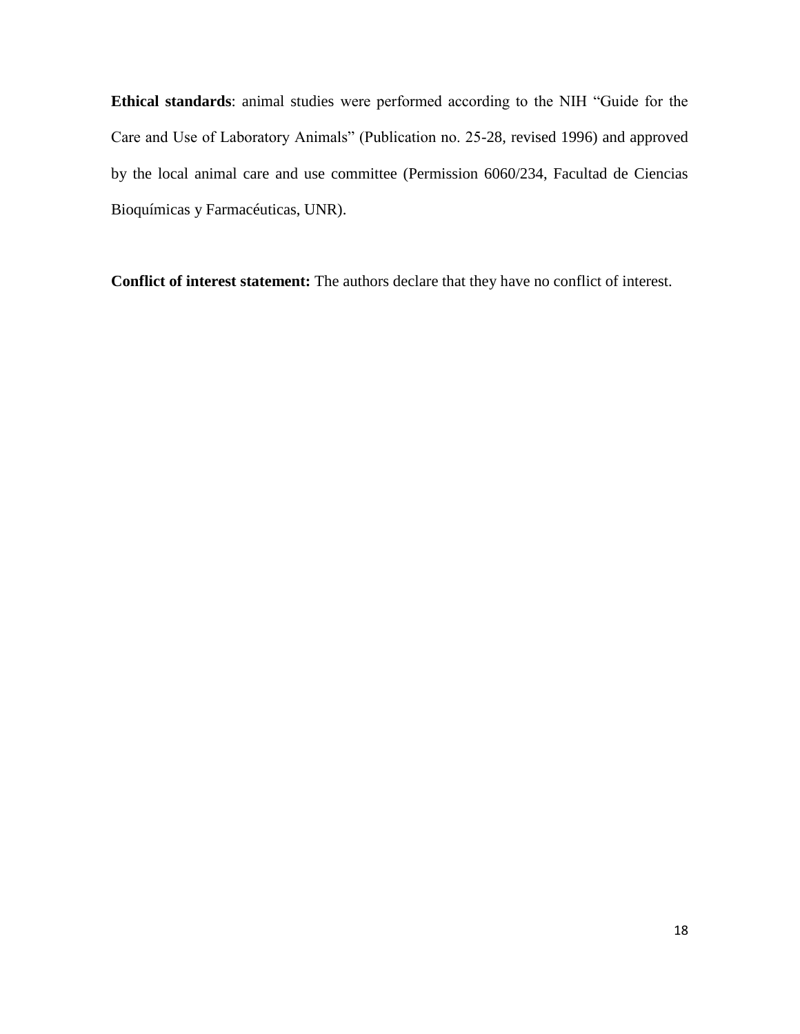**Ethical standards**: animal studies were performed according to the NIH "Guide for the Care and Use of Laboratory Animals" (Publication no. 25-28, revised 1996) and approved by the local animal care and use committee (Permission 6060/234, Facultad de Ciencias Bioquímicas y Farmacéuticas, UNR).

**Conflict of interest statement:** The authors declare that they have no conflict of interest.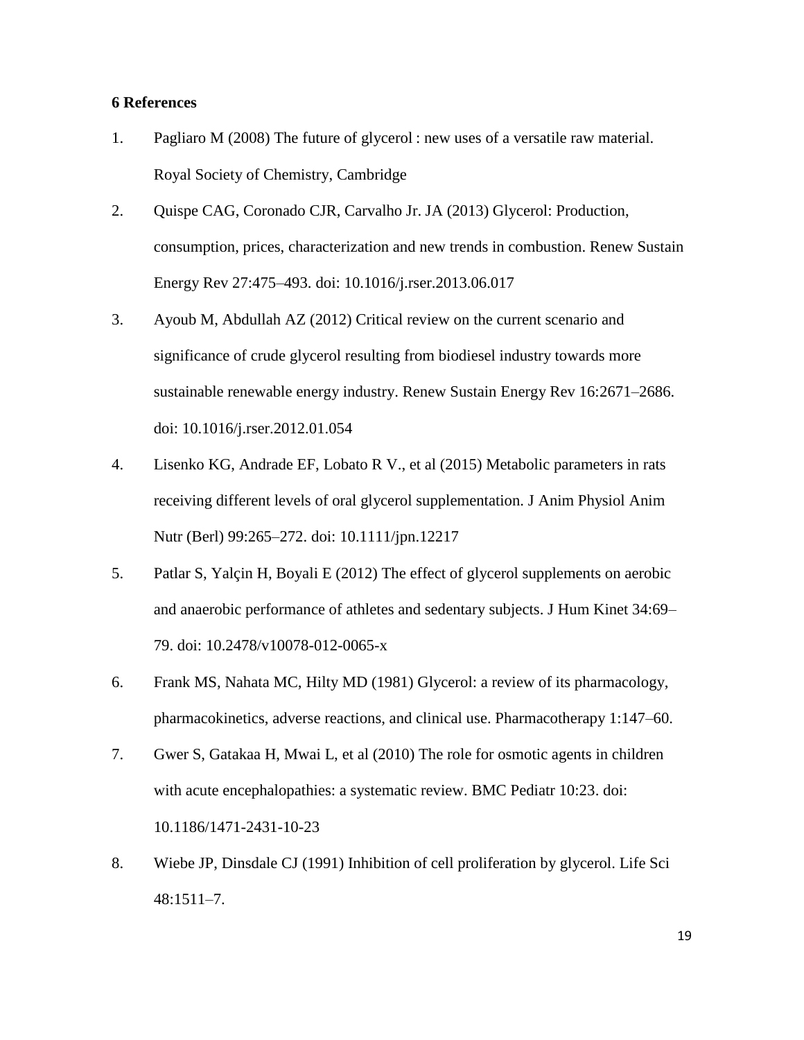## 6 References

1. Pagliaro M (2008) The future of glycerol : new uses of a versatile raw material. Royal Society of Chemistry, Cambridge
2. Quispe CAG, Coronado CJR, Carvalho Jr. JA (2013) Glycerol: Production, consumption, prices, characterization and new trends in combustion. Renew Sustain Energy Rev 27:475–493. doi: 10.1016/j.rser.2013.06.017
3. Ayoub M, Abdullah AZ (2012) Critical review on the current scenario and significance of crude glycerol resulting from biodiesel industry towards more sustainable renewable energy industry. Renew Sustain Energy Rev 16:2671–2686. doi: 10.1016/j.rser.2012.01.054
4. Lisenko KG, Andrade EF, Lobato R V., et al (2015) Metabolic parameters in rats receiving different levels of oral glycerol supplementation. J Anim Physiol Anim Nutr (Berl) 99:265–272. doi: 10.1111/jpn.12217
5. Patlar S, Yalçin H, Boyali E (2012) The effect of glycerol supplements on aerobic and anaerobic performance of athletes and sedentary subjects. J Hum Kinet 34:69–79. doi: 10.2478/v10078-012-0065-x
6. Frank MS, Nahata MC, Hilty MD (1981) Glycerol: a review of its pharmacology, pharmacokinetics, adverse reactions, and clinical use. Pharmacotherapy 1:147–60.
7. Gwer S, Gatakaa H, Mwai L, et al (2010) The role for osmotic agents in children with acute encephalopathies: a systematic review. BMC Pediatr 10:23. doi: 10.1186/1471-2431-10-23
8. Wiebe JP, Dinsdale CJ (1991) Inhibition of cell proliferation by glycerol. Life Sci 48:1511–7.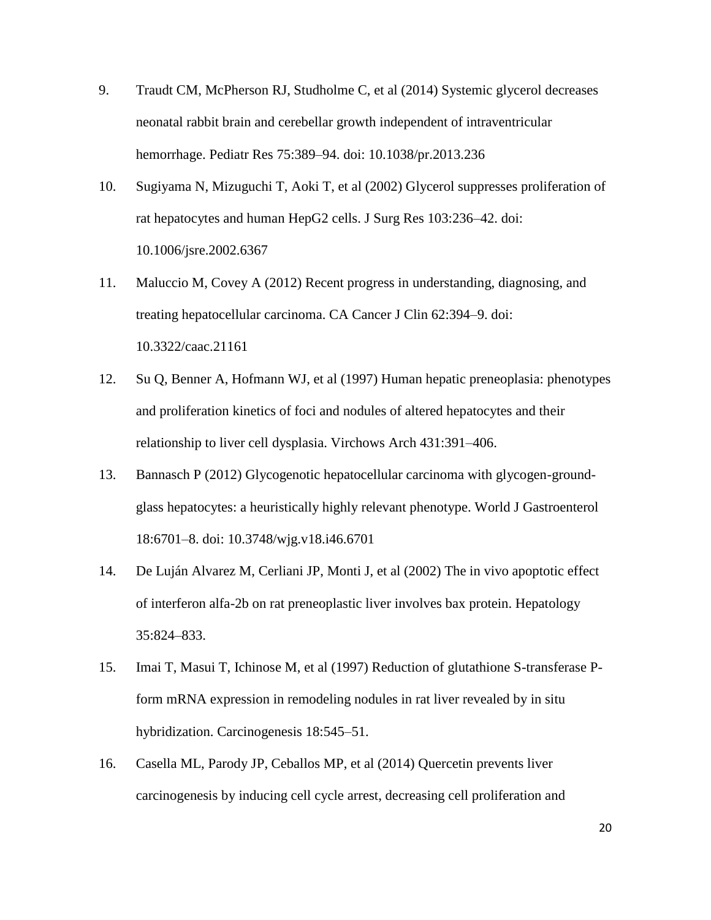9. Traudt CM, McPherson RJ, Studholme C, et al (2014) Systemic glycerol decreases neonatal rabbit brain and cerebellar growth independent of intraventricular hemorrhage. Pediatr Res 75:389–94. doi: 10.1038/pr.2013.236

10. Sugiyama N, Mizuguchi T, Aoki T, et al (2002) Glycerol suppresses proliferation of rat hepatocytes and human HepG2 cells. J Surg Res 103:236–42. doi: 10.1006/jsre.2002.6367

11. Maluccio M, Covey A (2012) Recent progress in understanding, diagnosing, and treating hepatocellular carcinoma. CA Cancer J Clin 62:394–9. doi: 10.3322/caac.21161

12. Su Q, Benner A, Hofmann WJ, et al (1997) Human hepatic preneoplasia: phenotypes and proliferation kinetics of foci and nodules of altered hepatocytes and their relationship to liver cell dysplasia. Virchows Arch 431:391–406.

13. Bannasch P (2012) Glycogenotic hepatocellular carcinoma with glycogen-ground-glass hepatocytes: a heuristically highly relevant phenotype. World J Gastroenterol 18:6701–8. doi: 10.3748/wjg.v18.i46.6701

14. De Luján Alvarez M, Cerliani JP, Monti J, et al (2002) The in vivo apoptotic effect of interferon alfa-2b on rat preneoplastic liver involves bax protein. Hepatology 35:824–833.

15. Imai T, Masui T, Ichinose M, et al (1997) Reduction of glutathione S-transferase P-form mRNA expression in remodeling nodules in rat liver revealed by in situ hybridization. Carcinogenesis 18:545–51.

16. Casella ML, Parody JP, Ceballos MP, et al (2014) Quercetin prevents liver carcinogenesis by inducing cell cycle arrest, decreasing cell proliferation and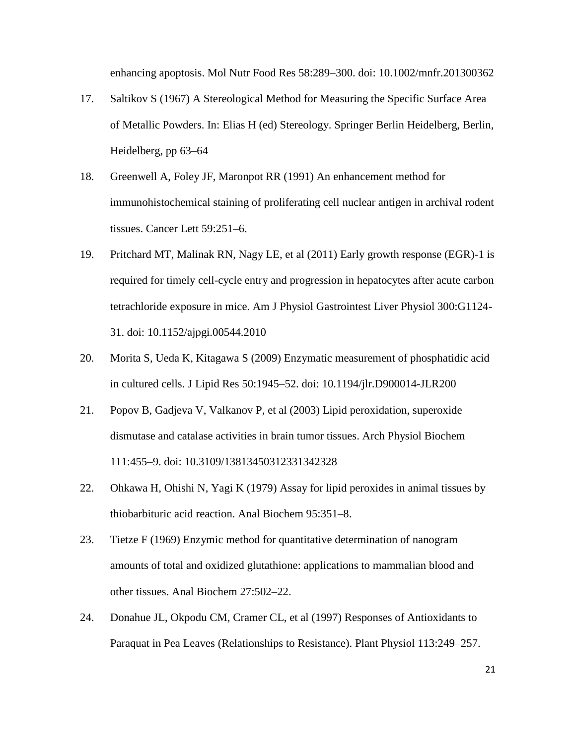enhancing apoptosis. Mol Nutr Food Res 58:289–300. doi: 10.1002/mnfr.201300362

17. Saltikov S (1967) A Stereological Method for Measuring the Specific Surface Area of Metallic Powders. In: Elias H (ed) Stereology. Springer Berlin Heidelberg, Berlin, Heidelberg, pp 63–64

18. Greenwell A, Foley JF, Maronpot RR (1991) An enhancement method for immunohistochemical staining of proliferating cell nuclear antigen in archival rodent tissues. Cancer Lett 59:251–6.

19. Pritchard MT, Malinak RN, Nagy LE, et al (2011) Early growth response (EGR)-1 is required for timely cell-cycle entry and progression in hepatocytes after acute carbon tetrachloride exposure in mice. Am J Physiol Gastrointest Liver Physiol 300:G1124-31. doi: 10.1152/ajpgi.00544.2010

20. Morita S, Ueda K, Kitagawa S (2009) Enzymatic measurement of phosphatidic acid in cultured cells. J Lipid Res 50:1945–52. doi: 10.1194/jlr.D900014-JLR200

21. Popov B, Gadjeva V, Valkanov P, et al (2003) Lipid peroxidation, superoxide dismutase and catalase activities in brain tumor tissues. Arch Physiol Biochem 111:455–9. doi: 10.3109/13813450312331342328

22. Ohkawa H, Ohishi N, Yagi K (1979) Assay for lipid peroxides in animal tissues by thiobarbituric acid reaction. Anal Biochem 95:351–8.

23. Tietze F (1969) Enzymic method for quantitative determination of nanogram amounts of total and oxidized glutathione: applications to mammalian blood and other tissues. Anal Biochem 27:502–22.

24. Donahue JL, Okpodu CM, Cramer CL, et al (1997) Responses of Antioxidants to Paraquat in Pea Leaves (Relationships to Resistance). Plant Physiol 113:249–257.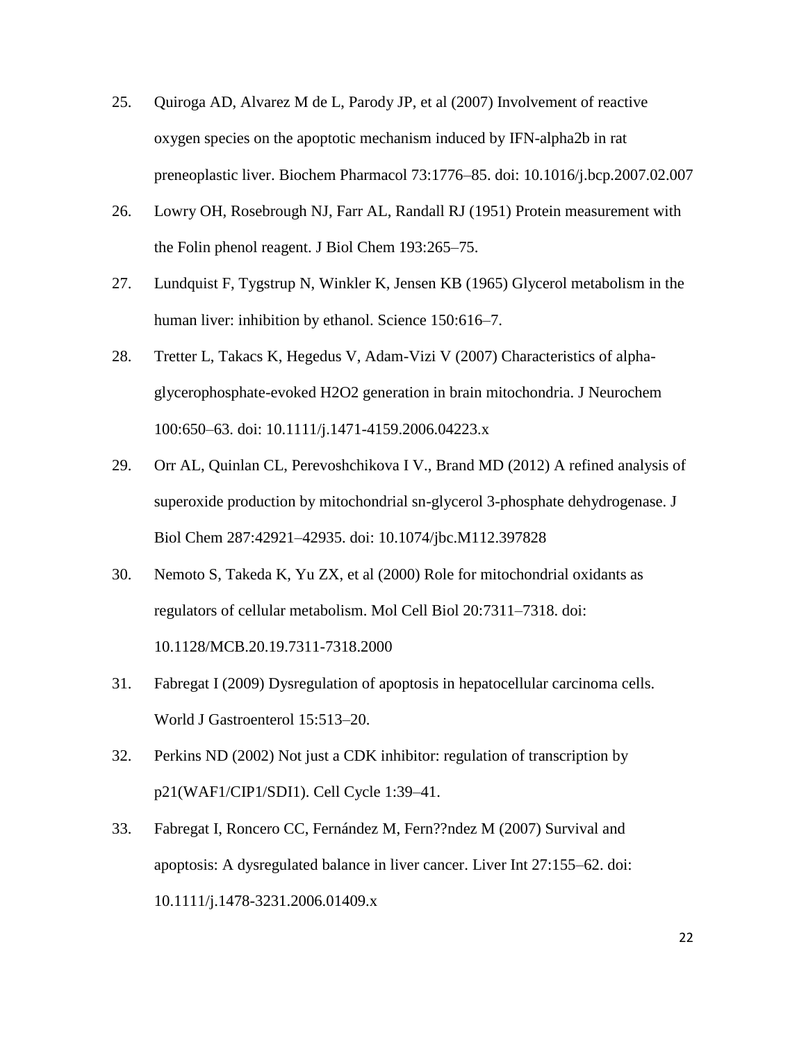25. Quiroga AD, Alvarez M de L, Parody JP, et al (2007) Involvement of reactive oxygen species on the apoptotic mechanism induced by IFN-alpha2b in rat preneoplastic liver. Biochem Pharmacol 73:1776–85. doi: 10.1016/j.bcp.2007.02.007

26. Lowry OH, Rosebrough NJ, Farr AL, Randall RJ (1951) Protein measurement with the Folin phenol reagent. J Biol Chem 193:265–75.

27. Lundquist F, Tygstrup N, Winkler K, Jensen KB (1965) Glycerol metabolism in the human liver: inhibition by ethanol. Science 150:616–7.

28. Tretter L, Takacs K, Hegedus V, Adam-Vizi V (2007) Characteristics of alpha-glycerophosphate-evoked H2O2 generation in brain mitochondria. J Neurochem 100:650–63. doi: 10.1111/j.1471-4159.2006.04223.x

29. Orr AL, Quinlan CL, Perevoshchikova I V., Brand MD (2012) A refined analysis of superoxide production by mitochondrial sn-glycerol 3-phosphate dehydrogenase. J Biol Chem 287:42921–42935. doi: 10.1074/jbc.M112.397828

30. Nemoto S, Takeda K, Yu ZX, et al (2000) Role for mitochondrial oxidants as regulators of cellular metabolism. Mol Cell Biol 20:7311–7318. doi: 10.1128/MCB.20.19.7311-7318.2000

31. Fabregat I (2009) Dysregulation of apoptosis in hepatocellular carcinoma cells. World J Gastroenterol 15:513–20.

32. Perkins ND (2002) Not just a CDK inhibitor: regulation of transcription by p21(WAF1/CIP1/SDI1). Cell Cycle 1:39–41.

33. Fabregat I, Roncero CC, Fernández M, Fern??ndez M (2007) Survival and apoptosis: A dysregulated balance in liver cancer. Liver Int 27:155–62. doi: 10.1111/j.1478-3231.2006.01409.x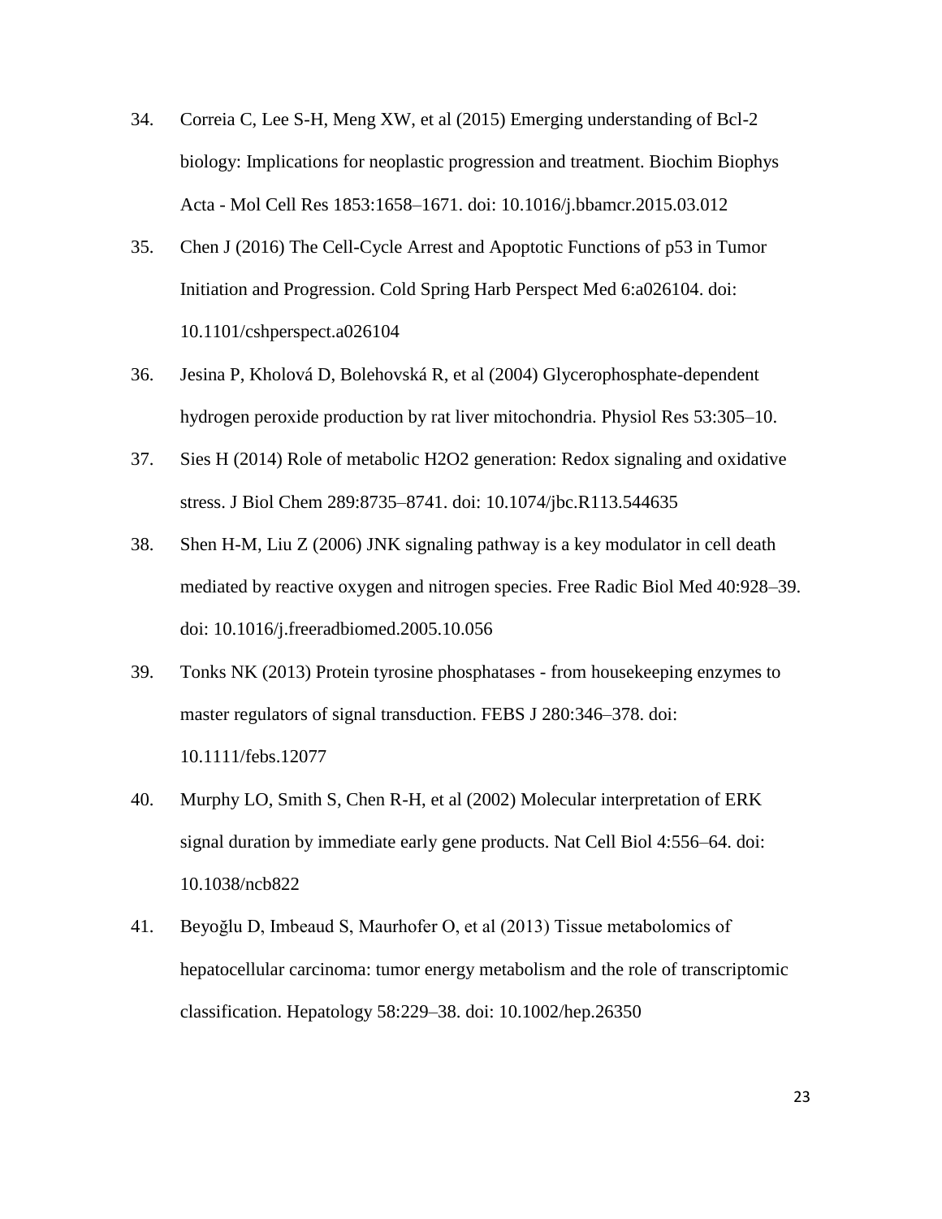34. Correia C, Lee S-H, Meng XW, et al (2015) Emerging understanding of Bcl-2 biology: Implications for neoplastic progression and treatment. Biochim Biophys Acta - Mol Cell Res 1853:1658–1671. doi: 10.1016/j.bbamcr.2015.03.012

35. Chen J (2016) The Cell-Cycle Arrest and Apoptotic Functions of p53 in Tumor Initiation and Progression. Cold Spring Harb Perspect Med 6:a026104. doi: 10.1101/cshperspect.a026104

36. Jesina P, Kholová D, Bolehovská R, et al (2004) Glycerophosphate-dependent hydrogen peroxide production by rat liver mitochondria. Physiol Res 53:305–10.

37. Sies H (2014) Role of metabolic H2O2 generation: Redox signaling and oxidative stress. J Biol Chem 289:8735–8741. doi: 10.1074/jbc.R113.544635

38. Shen H-M, Liu Z (2006) JNK signaling pathway is a key modulator in cell death mediated by reactive oxygen and nitrogen species. Free Radic Biol Med 40:928–39. doi: 10.1016/j.freeradbiomed.2005.10.056

39. Tonks NK (2013) Protein tyrosine phosphatases - from housekeeping enzymes to master regulators of signal transduction. FEBS J 280:346–378. doi: 10.1111/febs.12077

40. Murphy LO, Smith S, Chen R-H, et al (2002) Molecular interpretation of ERK signal duration by immediate early gene products. Nat Cell Biol 4:556–64. doi: 10.1038/ncb822

41. Beyoğlu D, Imbeaud S, Maurhofer O, et al (2013) Tissue metabolomics of hepatocellular carcinoma: tumor energy metabolism and the role of transcriptomic classification. Hepatology 58:229–38. doi: 10.1002/hep.26350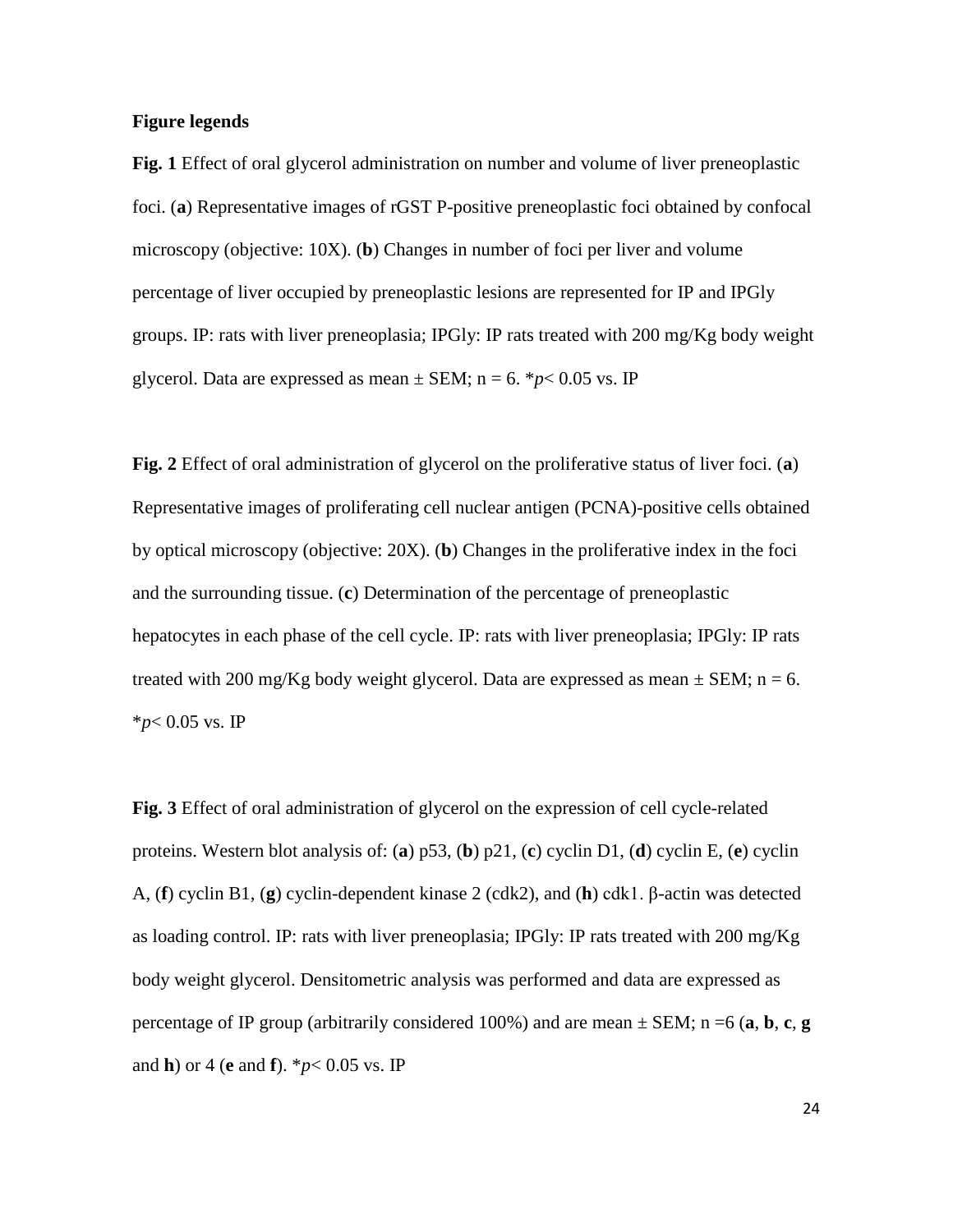**Figure legends**

**Fig. 1** Effect of oral glycerol administration on number and volume of liver preneoplastic foci. (**a**) Representative images of rGST P-positive preneoplastic foci obtained by confocal microscopy (objective: 10X). (**b**) Changes in number of foci per liver and volume percentage of liver occupied by preneoplastic lesions are represented for IP and IPGly groups. IP: rats with liver preneoplasia; IPGly: IP rats treated with 200 mg/Kg body weight glycerol. Data are expressed as mean ± SEM; n = 6. \**p*< 0.05 vs. IP

**Fig. 2** Effect of oral administration of glycerol on the proliferative status of liver foci. (**a**) Representative images of proliferating cell nuclear antigen (PCNA)-positive cells obtained by optical microscopy (objective: 20X). (**b**) Changes in the proliferative index in the foci and the surrounding tissue. (**c**) Determination of the percentage of preneoplastic hepatocytes in each phase of the cell cycle. IP: rats with liver preneoplasia; IPGly: IP rats treated with 200 mg/Kg body weight glycerol. Data are expressed as mean ± SEM; n = 6. \**p*< 0.05 vs. IP

**Fig. 3** Effect of oral administration of glycerol on the expression of cell cycle-related proteins. Western blot analysis of: (**a**) p53, (**b**) p21, (**c**) cyclin D1, (**d**) cyclin E, (**e**) cyclin A, (**f**) cyclin B1, (**g**) cyclin-dependent kinase 2 (cdk2), and (**h**) cdk1. β-actin was detected as loading control. IP: rats with liver preneoplasia; IPGly: IP rats treated with 200 mg/Kg body weight glycerol. Densitometric analysis was performed and data are expressed as percentage of IP group (arbitrarily considered 100%) and are mean ± SEM; n =6 (**a**, **b**, **c**, **g** and **h**) or 4 (**e** and **f**). \**p*< 0.05 vs. IP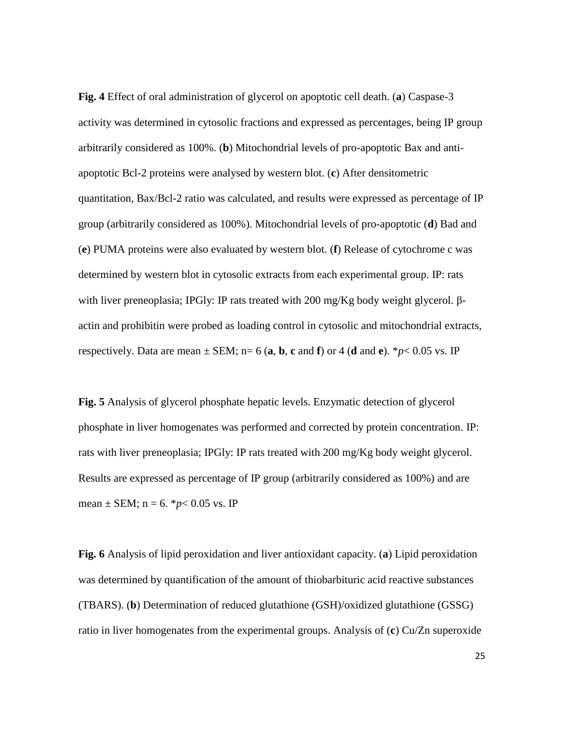**Fig. 4** Effect of oral administration of glycerol on apoptotic cell death. (**a**) Caspase-3 activity was determined in cytosolic fractions and expressed as percentages, being IP group arbitrarily considered as 100%. (**b**) Mitochondrial levels of pro-apoptotic Bax and anti-apoptotic Bcl-2 proteins were analysed by western blot. (**c**) After densitometric quantitation, Bax/Bcl-2 ratio was calculated, and results were expressed as percentage of IP group (arbitrarily considered as 100%). Mitochondrial levels of pro-apoptotic (**d**) Bad and (**e**) PUMA proteins were also evaluated by western blot. (**f**) Release of cytochrome c was determined by western blot in cytosolic extracts from each experimental group. IP: rats with liver preneoplasia; IPGly: IP rats treated with 200 mg/Kg body weight glycerol. β-actin and prohibitin were probed as loading control in cytosolic and mitochondrial extracts, respectively. Data are mean ± SEM; n= 6 (**a**, **b**, **c** and **f**) or 4 (**d** and **e**). $^*p< 0.05$ vs. IP

**Fig. 5** Analysis of glycerol phosphate hepatic levels. Enzymatic detection of glycerol phosphate in liver homogenates was performed and corrected by protein concentration. IP: rats with liver preneoplasia; IPGly: IP rats treated with 200 mg/Kg body weight glycerol. Results are expressed as percentage of IP group (arbitrarily considered as 100%) and are mean ± SEM; n = 6. $^*p< 0.05$ vs. IP

**Fig. 6** Analysis of lipid peroxidation and liver antioxidant capacity. (**a**) Lipid peroxidation was determined by quantification of the amount of thiobarbituric acid reactive substances (TBARS). (**b**) Determination of reduced glutathione (GSH)/oxidized glutathione (GSSG) ratio in liver homogenates from the experimental groups. Analysis of (**c**) Cu/Zn superoxide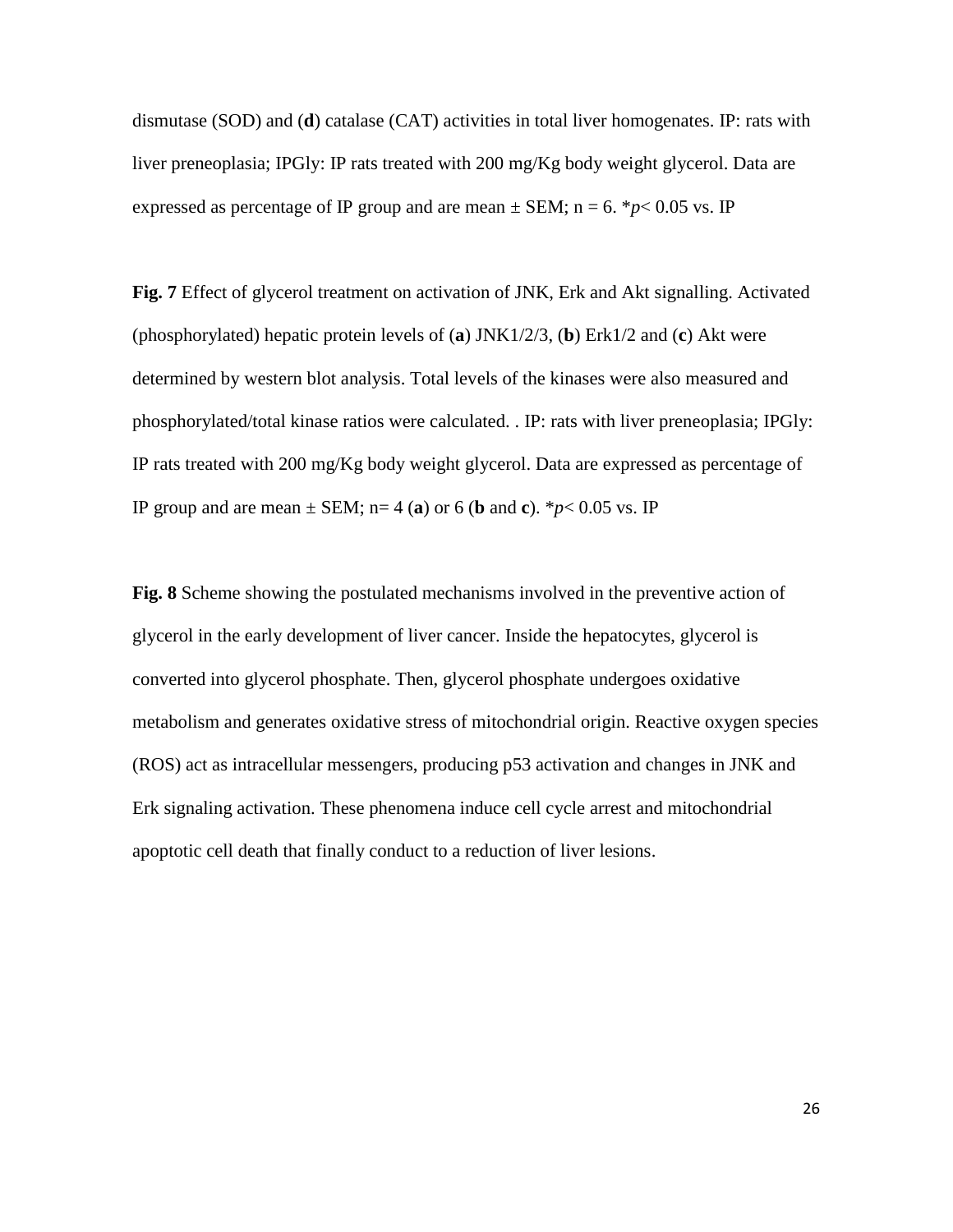dismutase (SOD) and (**d**) catalase (CAT) activities in total liver homogenates. IP: rats with liver preneoplasia; IPGly: IP rats treated with 200 mg/Kg body weight glycerol. Data are expressed as percentage of IP group and are mean ± SEM; n = 6. *$p < 0.05$ vs. IP

**Fig. 7** Effect of glycerol treatment on activation of JNK, Erk and Akt signalling. Activated (phosphorylated) hepatic protein levels of (**a**) JNK1/2/3, (**b**) Erk1/2 and (**c**) Akt were determined by western blot analysis. Total levels of the kinases were also measured and phosphorylated/total kinase ratios were calculated. . IP: rats with liver preneoplasia; IPGly: IP rats treated with 200 mg/Kg body weight glycerol. Data are expressed as percentage of IP group and are mean ± SEM; n= 4 (**a**) or 6 (**b** and **c**). *$p < 0.05$ vs. IP

**Fig. 8** Scheme showing the postulated mechanisms involved in the preventive action of glycerol in the early development of liver cancer. Inside the hepatocytes, glycerol is converted into glycerol phosphate. Then, glycerol phosphate undergoes oxidative metabolism and generates oxidative stress of mitochondrial origin. Reactive oxygen species (ROS) act as intracellular messengers, producing p53 activation and changes in JNK and Erk signaling activation. These phenomena induce cell cycle arrest and mitochondrial apoptotic cell death that finally conduct to a reduction of liver lesions.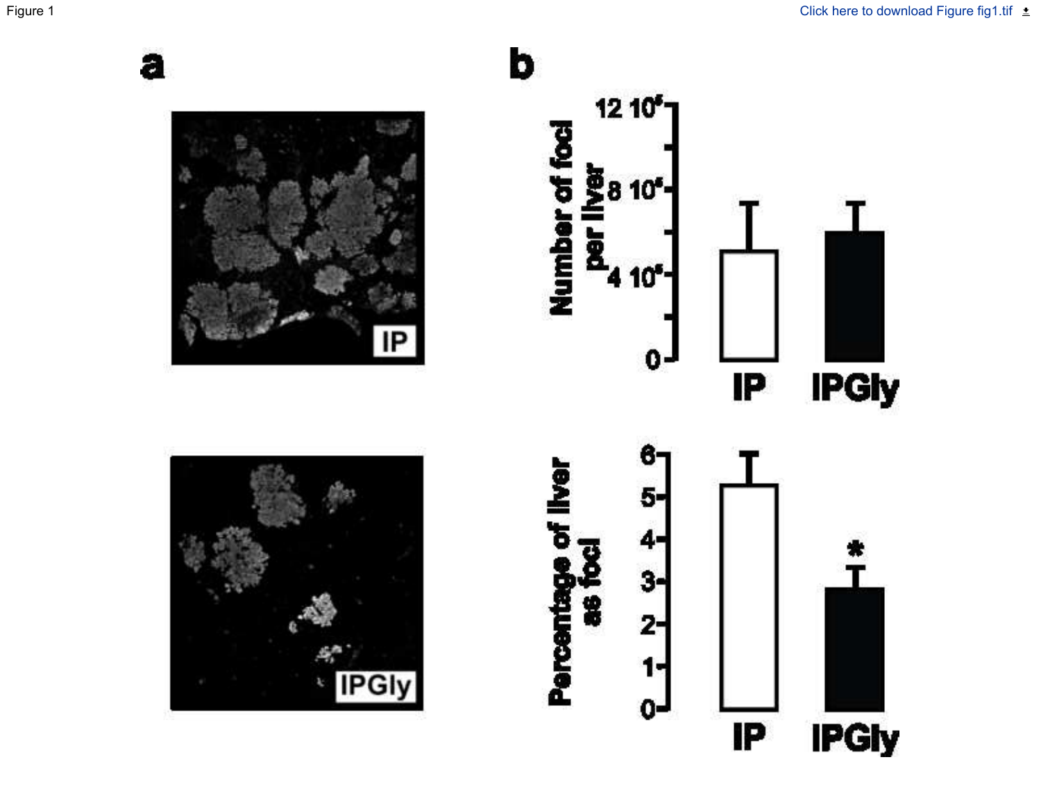Figure 1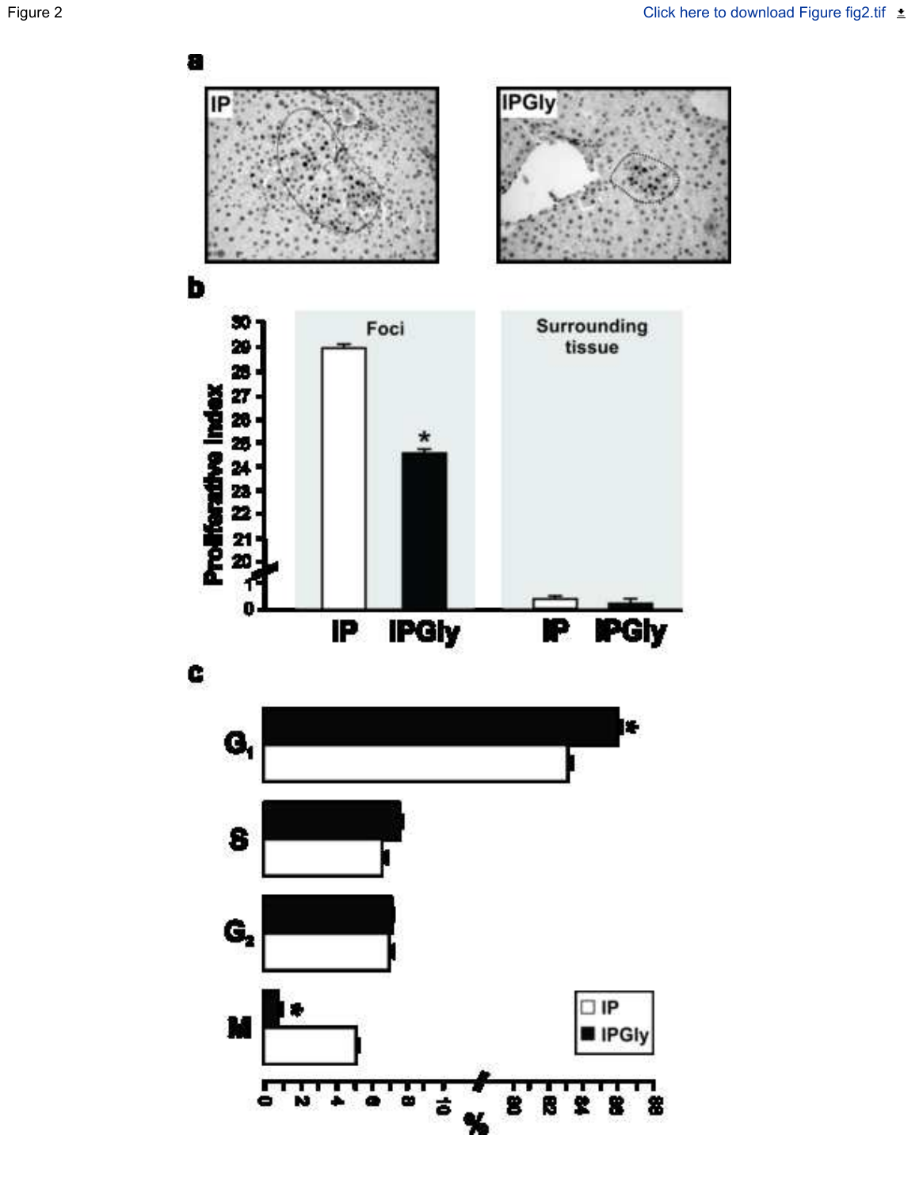Figure 2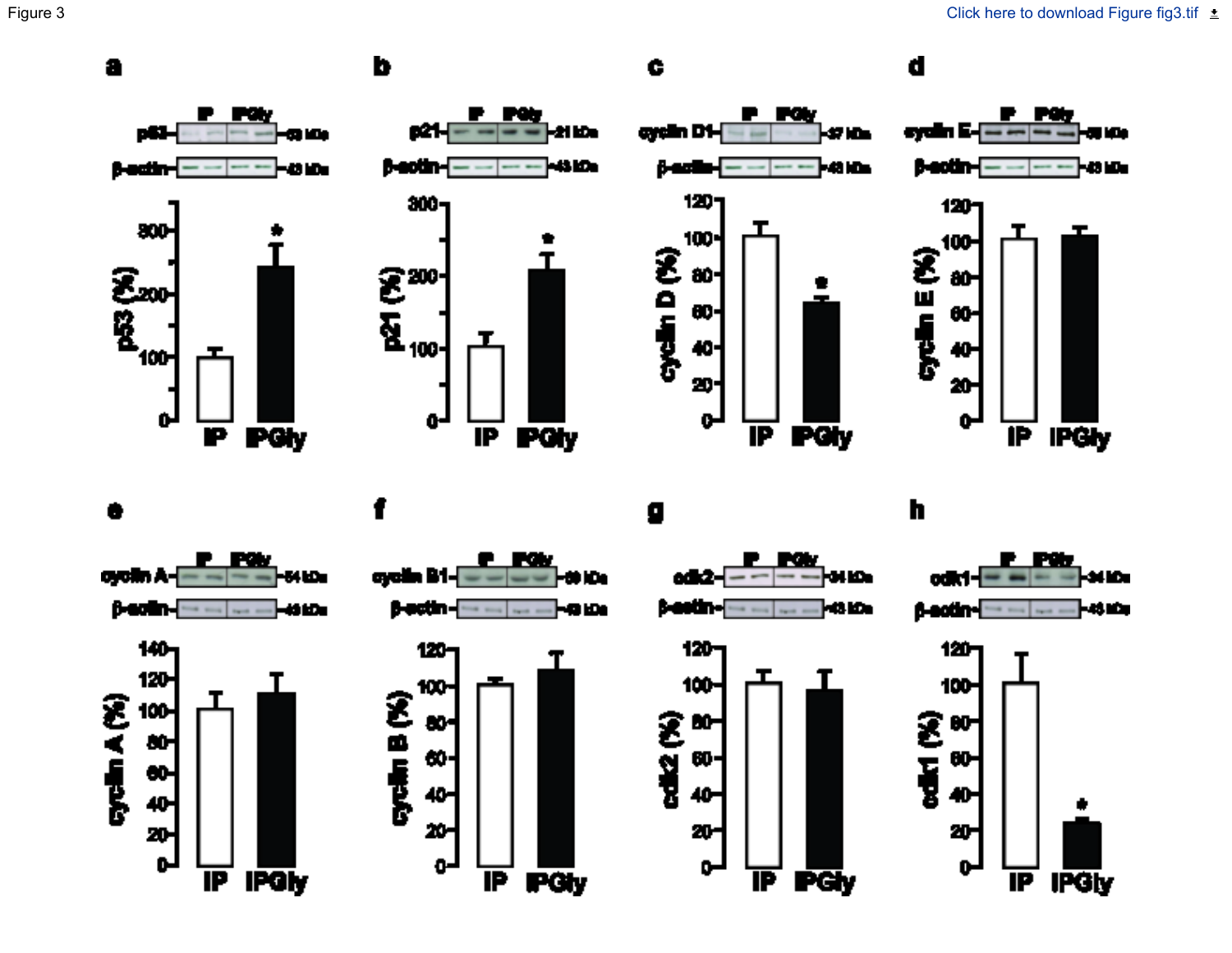Figure 3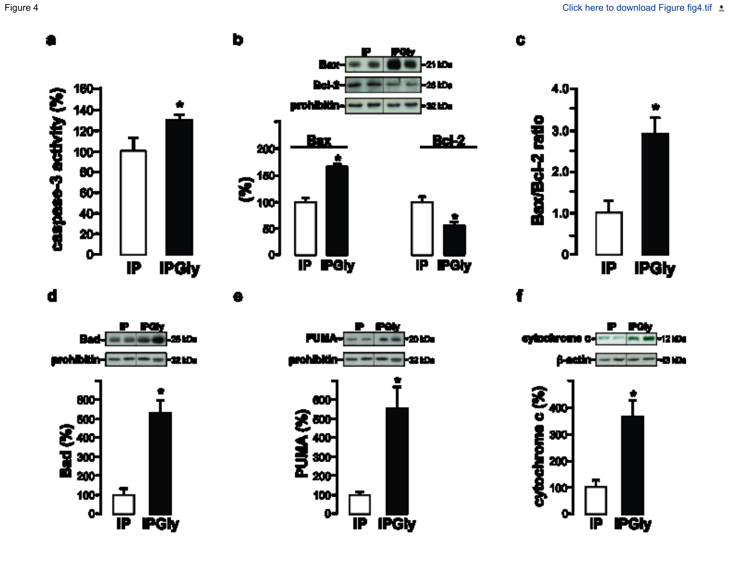Figure 4

Click here to download Figure fig4.tif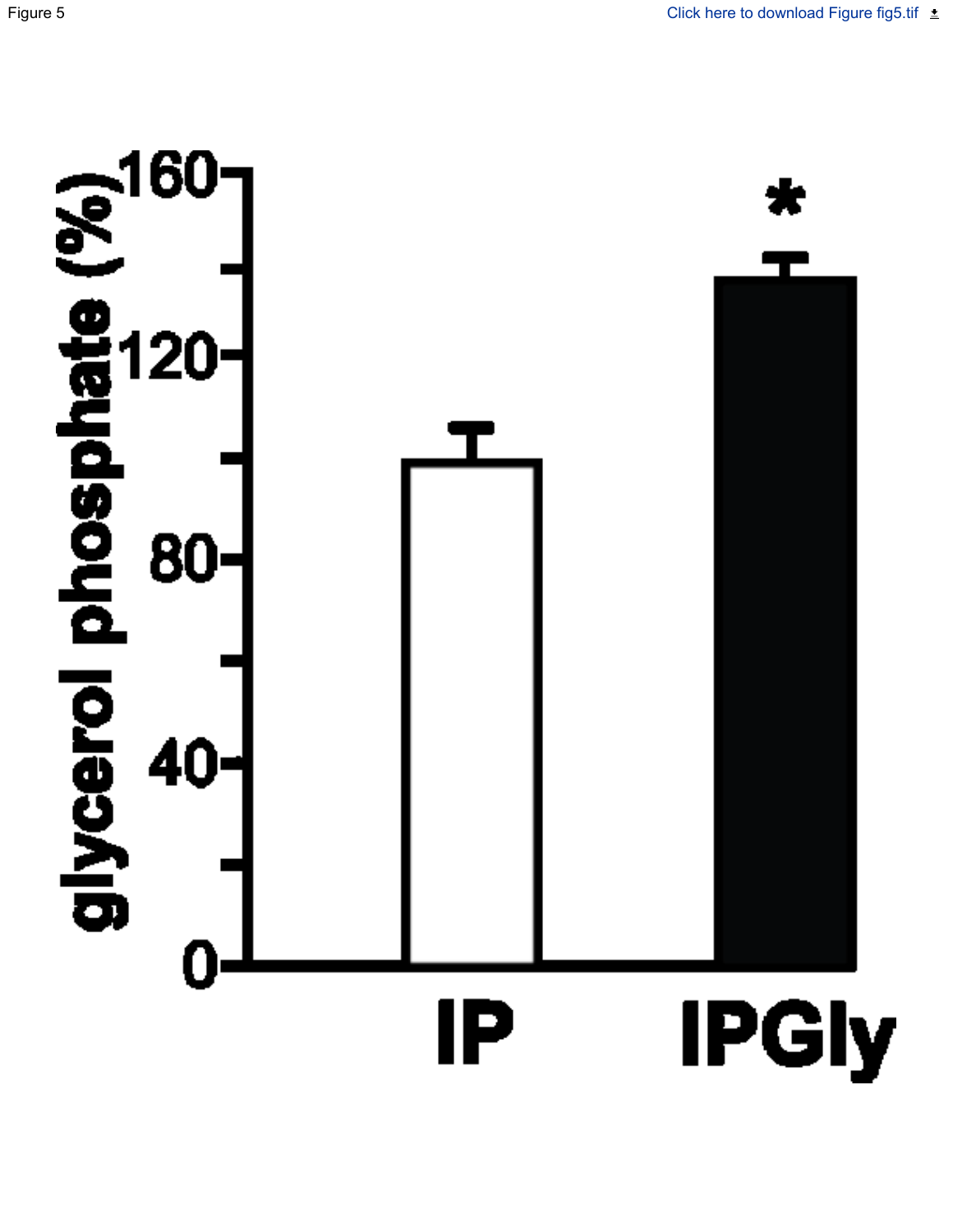Figure 5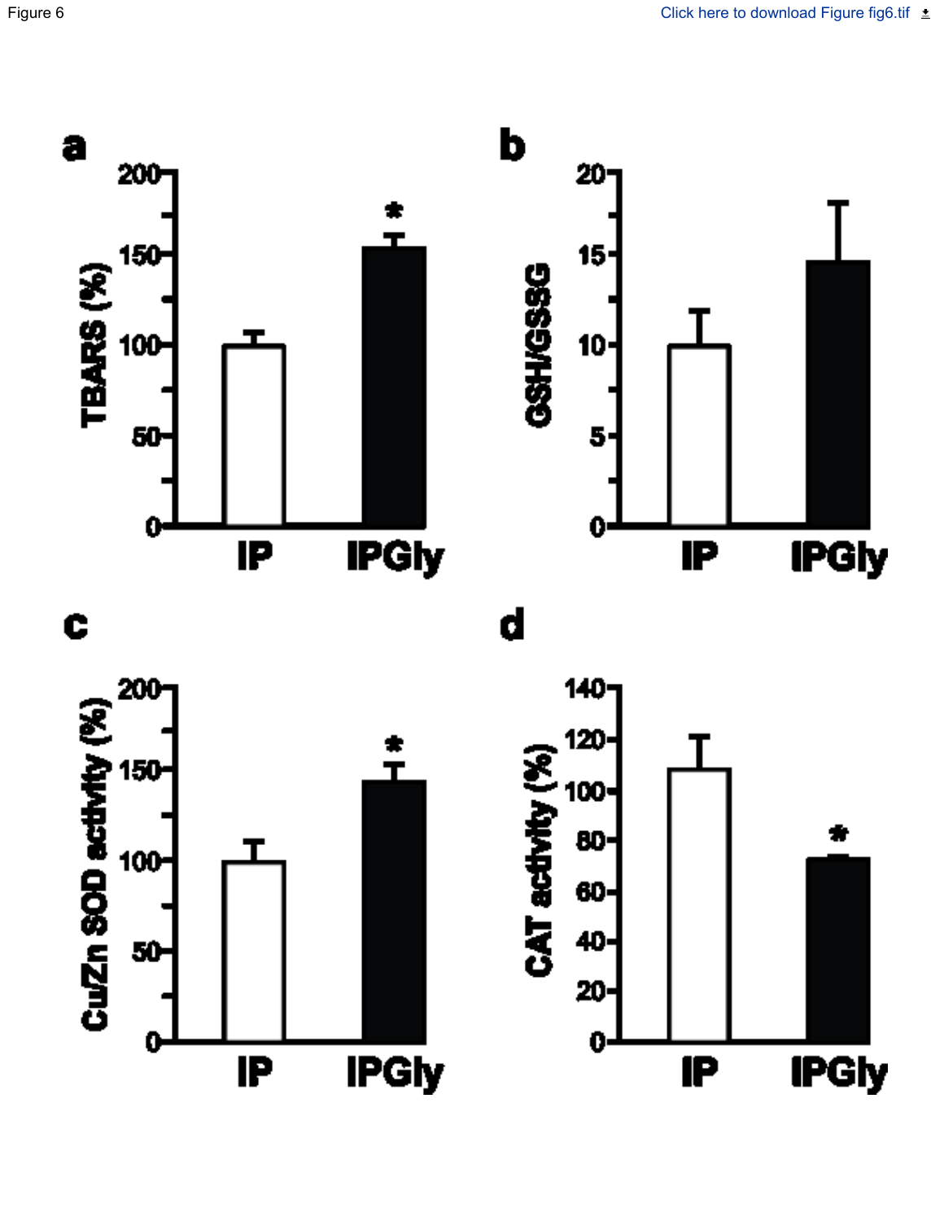Figure 6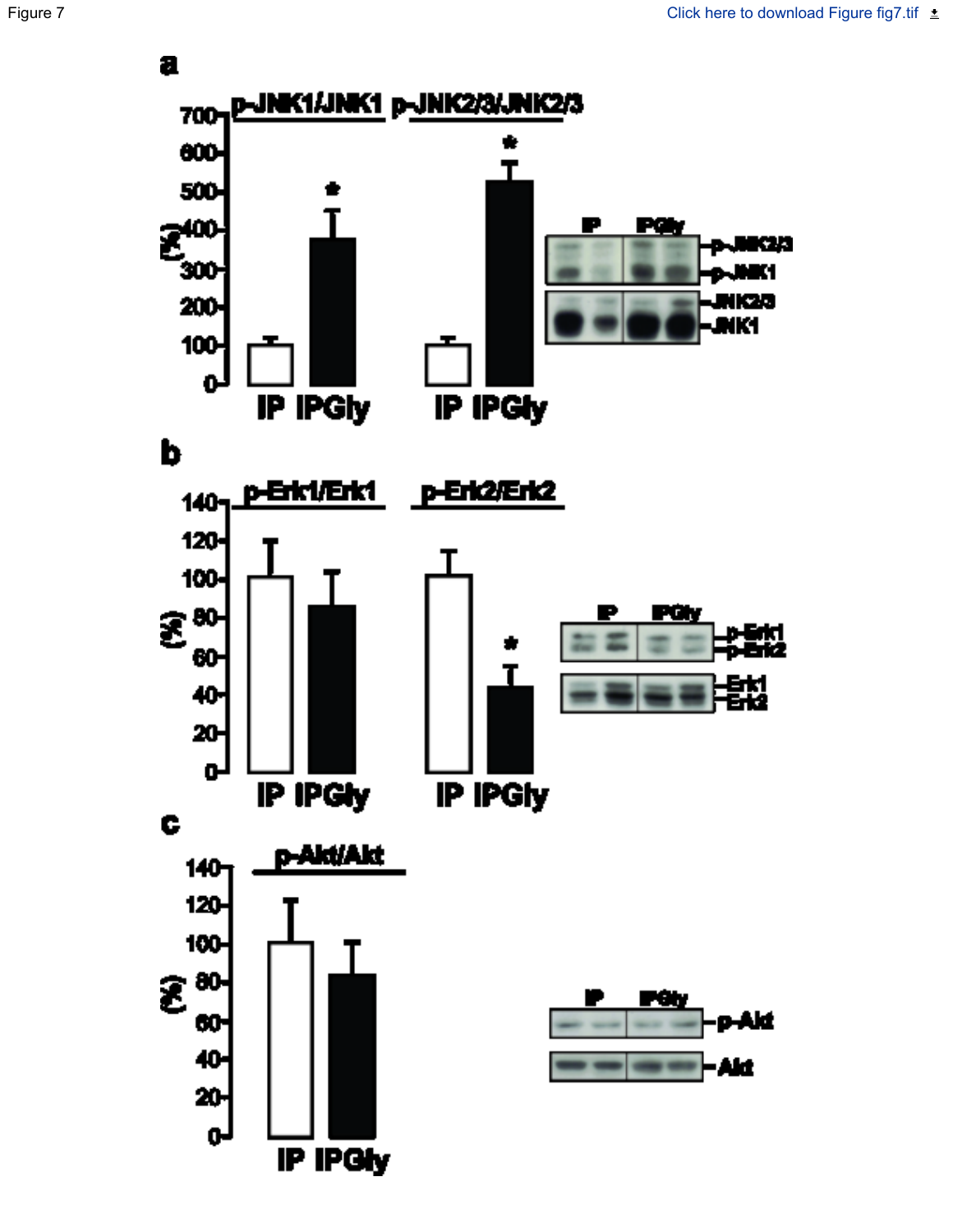Figure 7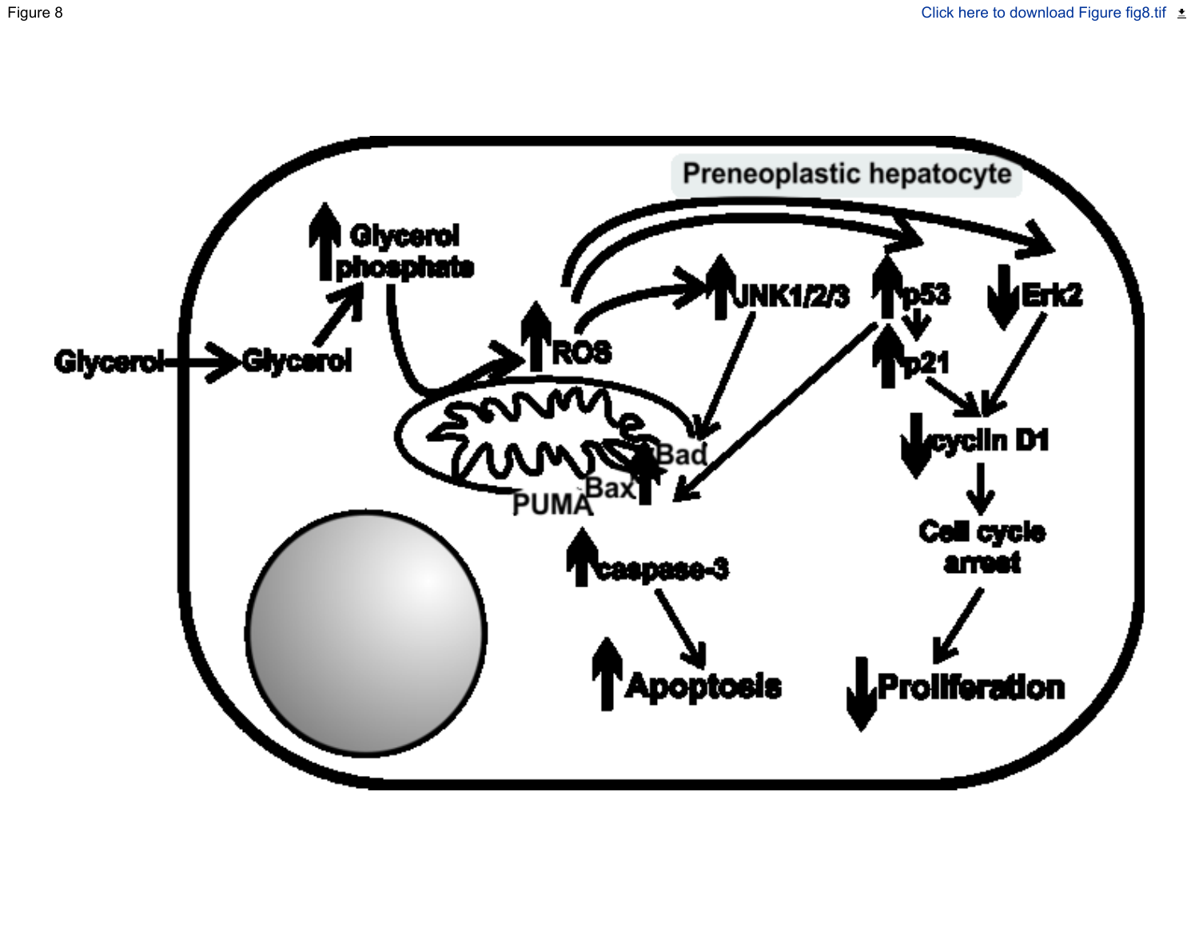Figure 8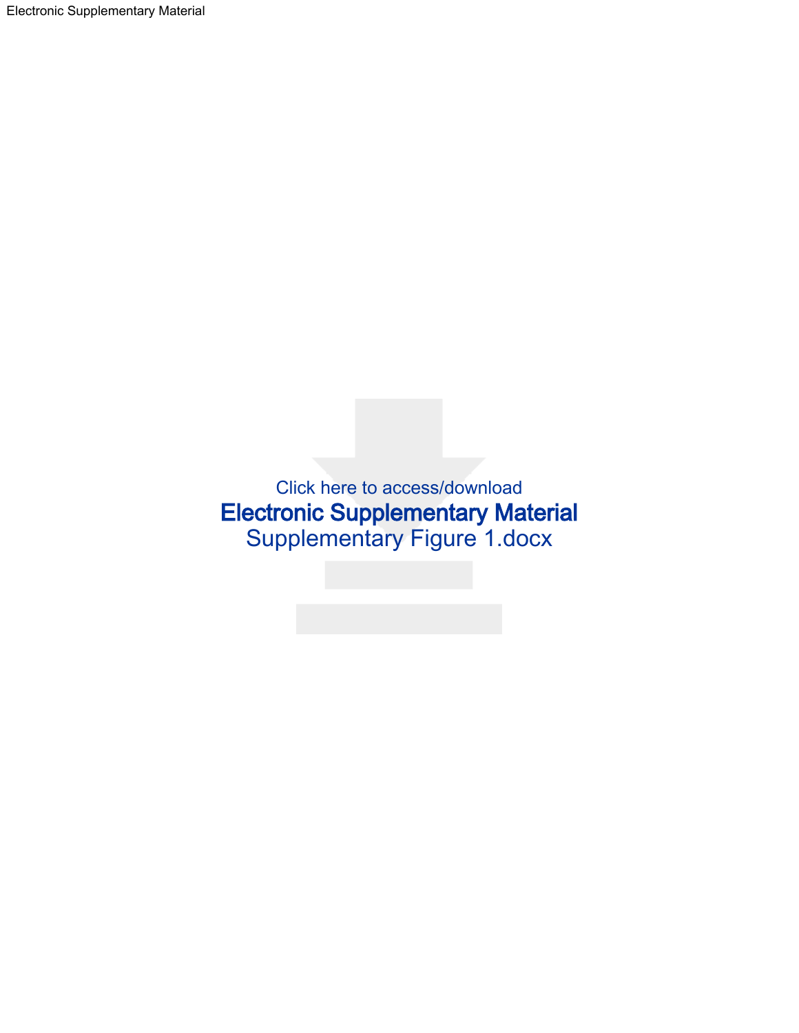Electronic Supplementary Material

Click here to access/download
**Electronic Supplementary Material**
Supplementary Figure 1.docx